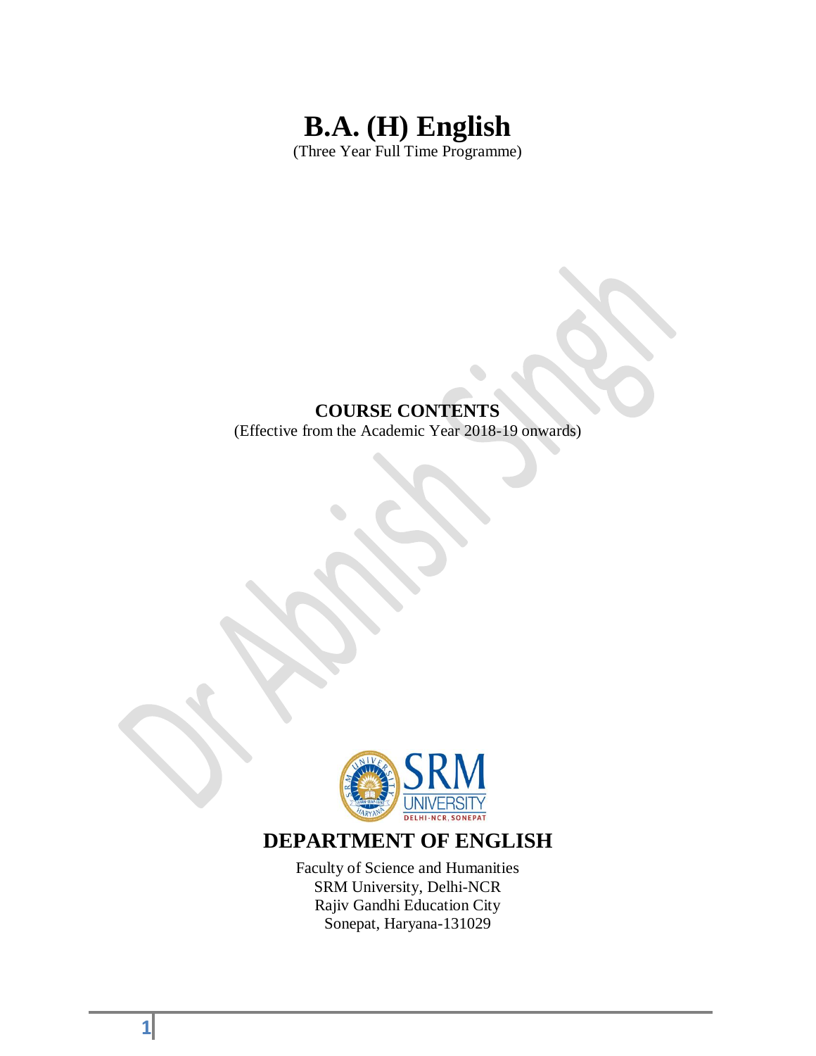# B.A. (H) English

(Three Year Full Time Programme)

## COURSE CONTENTS

(Effective from the Academic Year 2018-19 onwards)

## DEPARTMENT OF ENGLISH

Faculty of Science and Humanities
SRM University, Delhi-NCR
Rajiv Gandhi Education City
Sonepat, Haryana-131029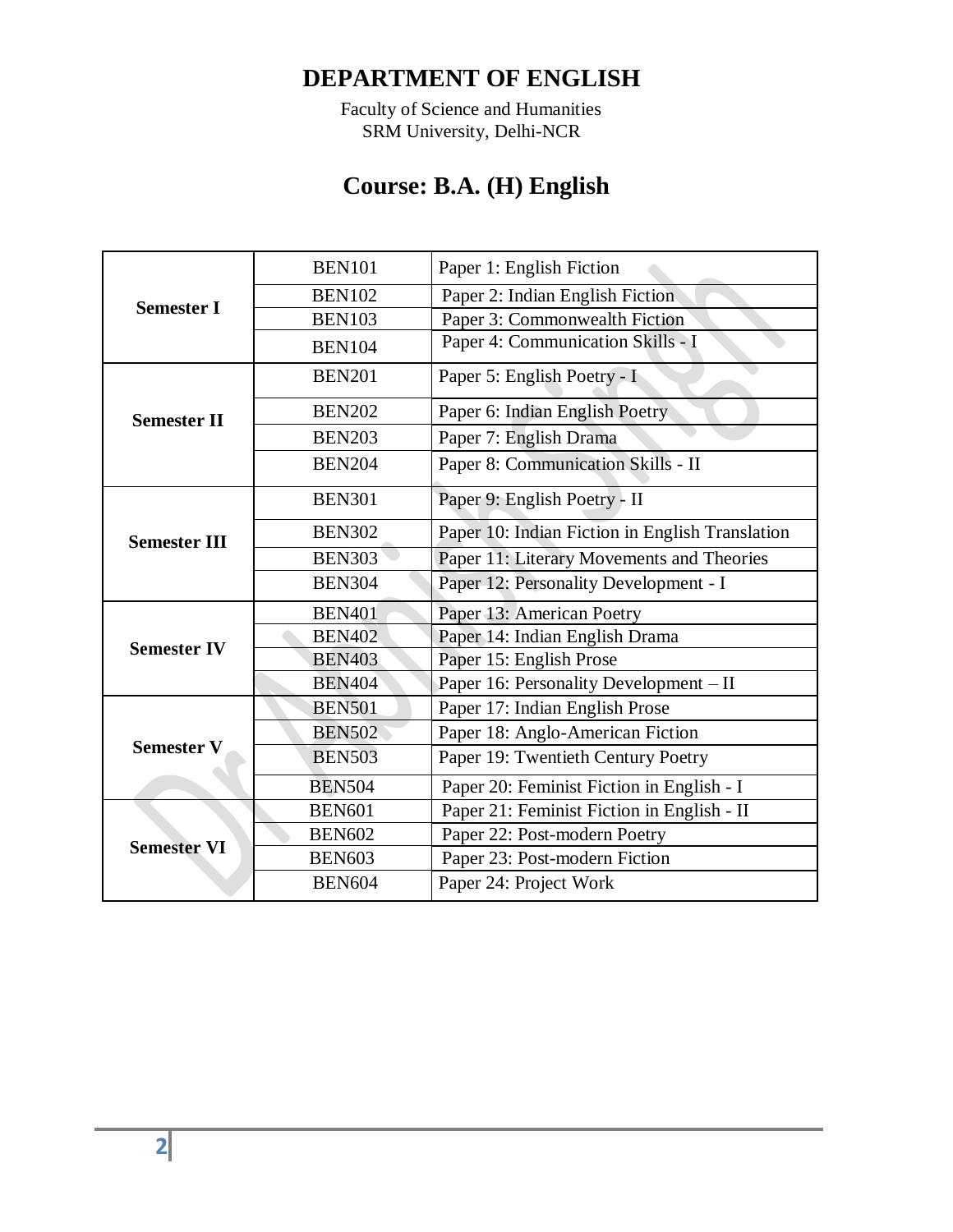# DEPARTMENT OF ENGLISH

Faculty of Science and Humanities
SRM University, Delhi-NCR

## Course: B.A. (H) English

| Semester | Code | Paper |
|---|---|---|
| **Semester I** | BEN101 | Paper 1: English Fiction |
| | BEN102 | Paper 2: Indian English Fiction |
| | BEN103 | Paper 3: Commonwealth Fiction |
| | BEN104 | Paper 4: Communication Skills - I |
| **Semester II** | BEN201 | Paper 5: English Poetry - I |
| | BEN202 | Paper 6: Indian English Poetry |
| | BEN203 | Paper 7: English Drama |
| | BEN204 | Paper 8: Communication Skills - II |
| **Semester III** | BEN301 | Paper 9: English Poetry - II |
| | BEN302 | Paper 10: Indian Fiction in English Translation |
| | BEN303 | Paper 11: Literary Movements and Theories |
| | BEN304 | Paper 12: Personality Development - I |
| **Semester IV** | BEN401 | Paper 13: American Poetry |
| | BEN402 | Paper 14: Indian English Drama |
| | BEN403 | Paper 15: English Prose |
| | BEN404 | Paper 16: Personality Development – II |
| **Semester V** | BEN501 | Paper 17: Indian English Prose |
| | BEN502 | Paper 18: Anglo-American Fiction |
| | BEN503 | Paper 19: Twentieth Century Poetry |
| | BEN504 | Paper 20: Feminist Fiction in English - I |
| **Semester VI** | BEN601 | Paper 21: Feminist Fiction in English - II |
| | BEN602 | Paper 22: Post-modern Poetry |
| | BEN603 | Paper 23: Post-modern Fiction |
| | BEN604 | Paper 24: Project Work |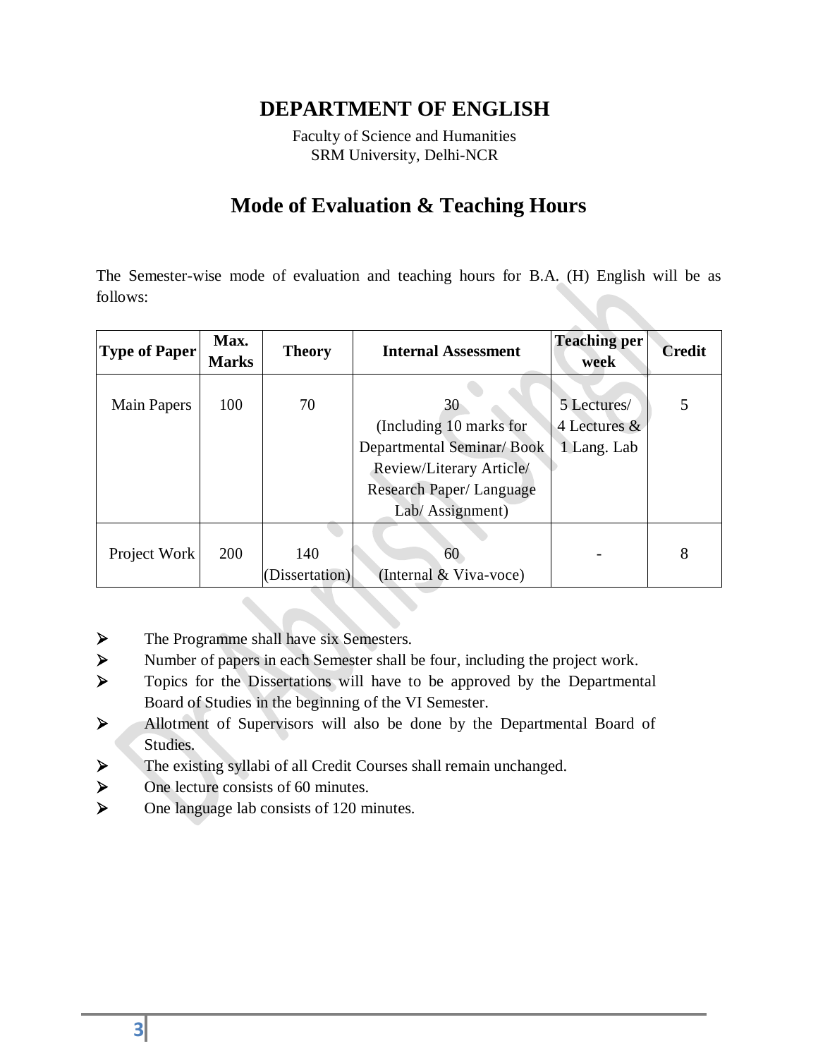# DEPARTMENT OF ENGLISH

Faculty of Science and Humanities
SRM University, Delhi-NCR

## Mode of Evaluation & Teaching Hours

The Semester-wise mode of evaluation and teaching hours for B.A. (H) English will be as follows:

| Type of Paper | Max. Marks | Theory | Internal Assessment | Teaching per week | Credit |
|---|---|---|---|---|---|
| Main Papers | 100 | 70 | 30 (Including 10 marks for Departmental Seminar/ Book Review/Literary Article/ Research Paper/ Language Lab/ Assignment) | 5 Lectures/ 4 Lectures & 1 Lang. Lab | 5 |
| Project Work | 200 | 140 (Dissertation) | 60 (Internal & Viva-voce) | - | 8 |

- The Programme shall have six Semesters.
- Number of papers in each Semester shall be four, including the project work.
- Topics for the Dissertations will have to be approved by the Departmental Board of Studies in the beginning of the VI Semester.
- Allotment of Supervisors will also be done by the Departmental Board of Studies.
- The existing syllabi of all Credit Courses shall remain unchanged.
- One lecture consists of 60 minutes.
- One language lab consists of 120 minutes.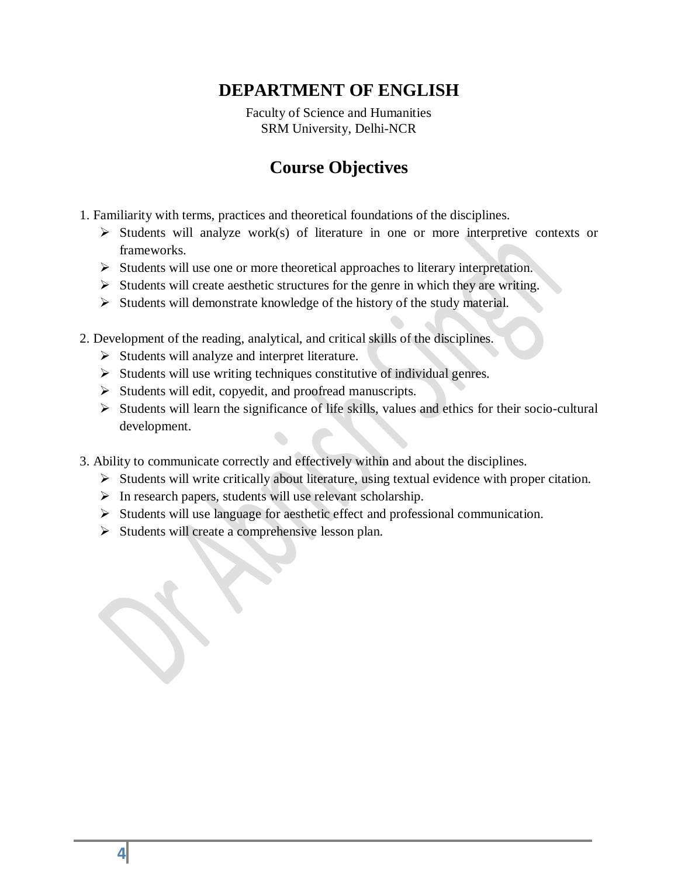# DEPARTMENT OF ENGLISH

Faculty of Science and Humanities
SRM University, Delhi-NCR

## Course Objectives

1. Familiarity with terms, practices and theoretical foundations of the disciplines.
   - Students will analyze work(s) of literature in one or more interpretive contexts or frameworks.
   - Students will use one or more theoretical approaches to literary interpretation.
   - Students will create aesthetic structures for the genre in which they are writing.
   - Students will demonstrate knowledge of the history of the study material.

2. Development of the reading, analytical, and critical skills of the disciplines.
   - Students will analyze and interpret literature.
   - Students will use writing techniques constitutive of individual genres.
   - Students will edit, copyedit, and proofread manuscripts.
   - Students will learn the significance of life skills, values and ethics for their socio-cultural development.

3. Ability to communicate correctly and effectively within and about the disciplines.
   - Students will write critically about literature, using textual evidence with proper citation.
   - In research papers, students will use relevant scholarship.
   - Students will use language for aesthetic effect and professional communication.
   - Students will create a comprehensive lesson plan.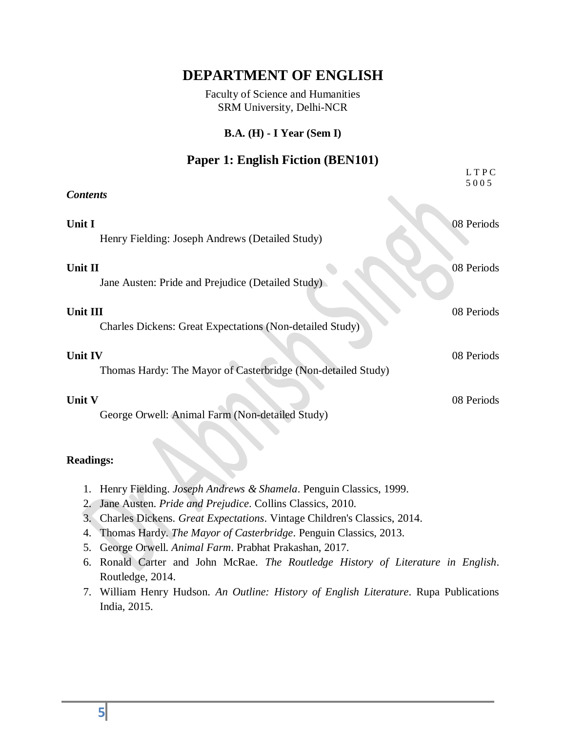# DEPARTMENT OF ENGLISH

Faculty of Science and Humanities
SRM University, Delhi-NCR

**B.A. (H) - I Year (Sem I)**

## Paper 1: English Fiction (BEN101)

L T P C
5 0 0 5

***Contents***

**Unit I** — 08 Periods

Henry Fielding: Joseph Andrews (Detailed Study)

**Unit II** — 08 Periods

Jane Austen: Pride and Prejudice (Detailed Study)

**Unit III** — 08 Periods

Charles Dickens: Great Expectations (Non-detailed Study)

**Unit IV** — 08 Periods

Thomas Hardy: The Mayor of Casterbridge (Non-detailed Study)

**Unit V** — 08 Periods

George Orwell: Animal Farm (Non-detailed Study)

**Readings:**

1. Henry Fielding. *Joseph Andrews & Shamela*. Penguin Classics, 1999.
2. Jane Austen. *Pride and Prejudice*. Collins Classics, 2010.
3. Charles Dickens. *Great Expectations*. Vintage Children's Classics, 2014.
4. Thomas Hardy. *The Mayor of Casterbridge*. Penguin Classics, 2013.
5. George Orwell. *Animal Farm*. Prabhat Prakashan, 2017.
6. Ronald Carter and John McRae. *The Routledge History of Literature in English*. Routledge, 2014.
7. William Henry Hudson. *An Outline: History of English Literature*. Rupa Publications India, 2015.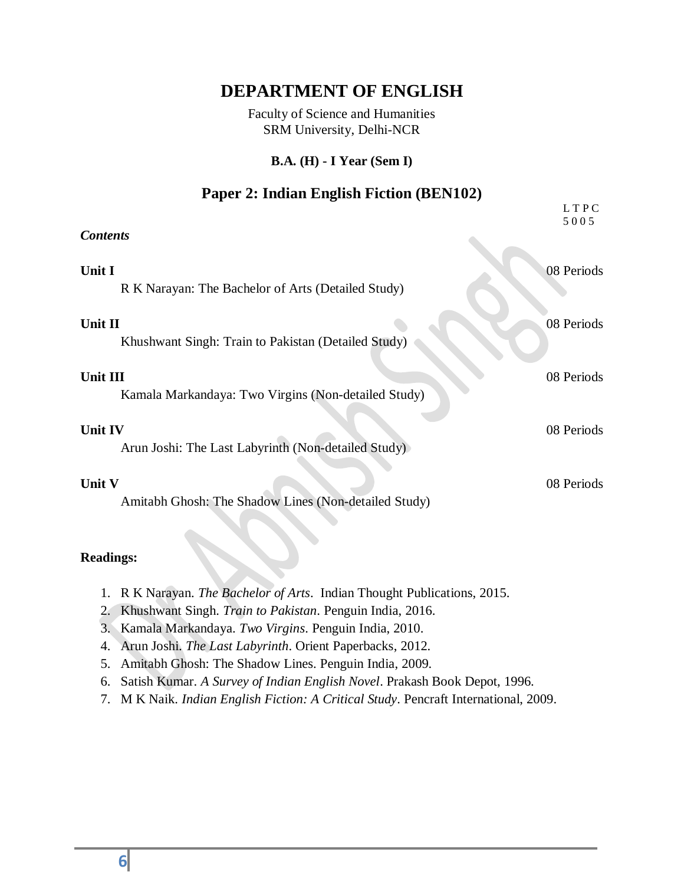# DEPARTMENT OF ENGLISH

Faculty of Science and Humanities
SRM University, Delhi-NCR

**B.A. (H) - I Year (Sem I)**

## Paper 2: Indian English Fiction (BEN102)

L T P C
5 0 0 5

***Contents***

**Unit I** — 08 Periods

R K Narayan: The Bachelor of Arts (Detailed Study)

**Unit II** — 08 Periods

Khushwant Singh: Train to Pakistan (Detailed Study)

**Unit III** — 08 Periods

Kamala Markandaya: Two Virgins (Non-detailed Study)

**Unit IV** — 08 Periods

Arun Joshi: The Last Labyrinth (Non-detailed Study)

**Unit V** — 08 Periods

Amitabh Ghosh: The Shadow Lines (Non-detailed Study)

**Readings:**

1. R K Narayan. *The Bachelor of Arts*. Indian Thought Publications, 2015.
2. Khushwant Singh. *Train to Pakistan*. Penguin India, 2016.
3. Kamala Markandaya. *Two Virgins*. Penguin India, 2010.
4. Arun Joshi. *The Last Labyrinth*. Orient Paperbacks, 2012.
5. Amitabh Ghosh: The Shadow Lines. Penguin India, 2009.
6. Satish Kumar. *A Survey of Indian English Novel*. Prakash Book Depot, 1996.
7. M K Naik. *Indian English Fiction: A Critical Study*. Pencraft International, 2009.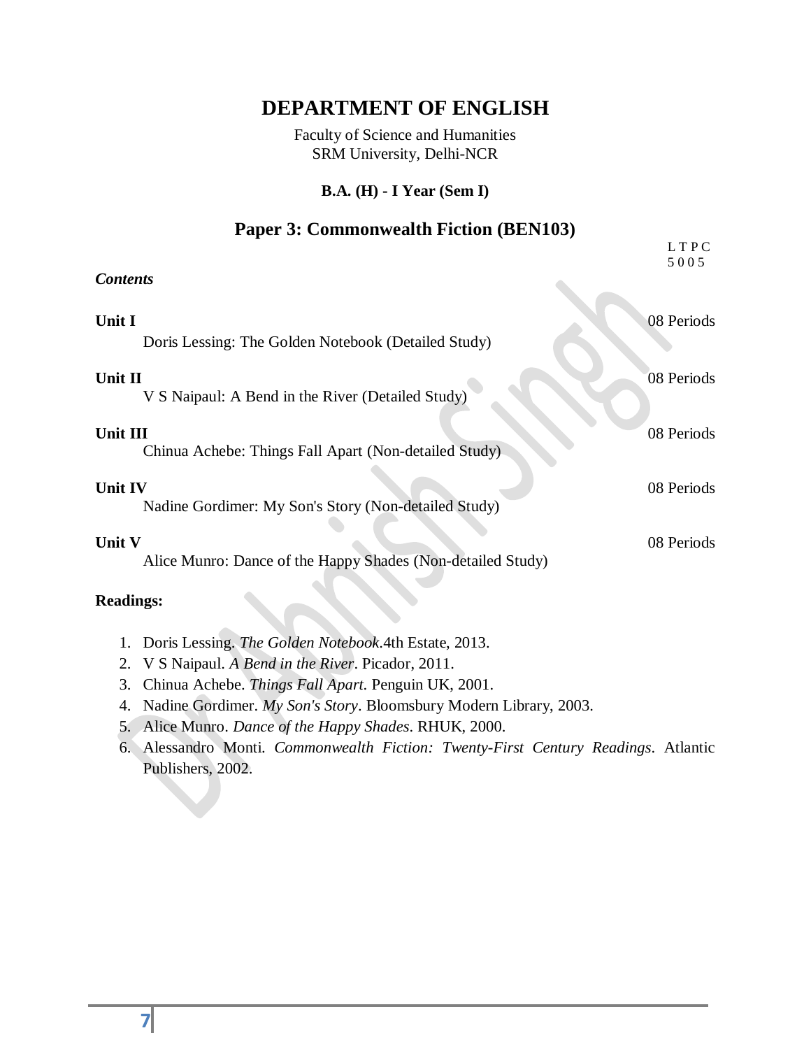# DEPARTMENT OF ENGLISH

Faculty of Science and Humanities
SRM University, Delhi-NCR

**B.A. (H) - I Year (Sem I)**

## Paper 3: Commonwealth Fiction (BEN103)

L T P C
5 0 0 5

***Contents***

**Unit I** — 08 Periods

Doris Lessing: The Golden Notebook (Detailed Study)

**Unit II** — 08 Periods

V S Naipaul: A Bend in the River (Detailed Study)

**Unit III** — 08 Periods

Chinua Achebe: Things Fall Apart (Non-detailed Study)

**Unit IV** — 08 Periods

Nadine Gordimer: My Son's Story (Non-detailed Study)

**Unit V** — 08 Periods

Alice Munro: Dance of the Happy Shades (Non-detailed Study)

**Readings:**

1. Doris Lessing. *The Golden Notebook*.4th Estate, 2013.
2. V S Naipaul. *A Bend in the River*. Picador, 2011.
3. Chinua Achebe. *Things Fall Apart.* Penguin UK, 2001.
4. Nadine Gordimer. *My Son's Story*. Bloomsbury Modern Library, 2003.
5. Alice Munro. *Dance of the Happy Shades*. RHUK, 2000.
6. Alessandro Monti. *Commonwealth Fiction: Twenty-First Century Readings*. Atlantic Publishers, 2002.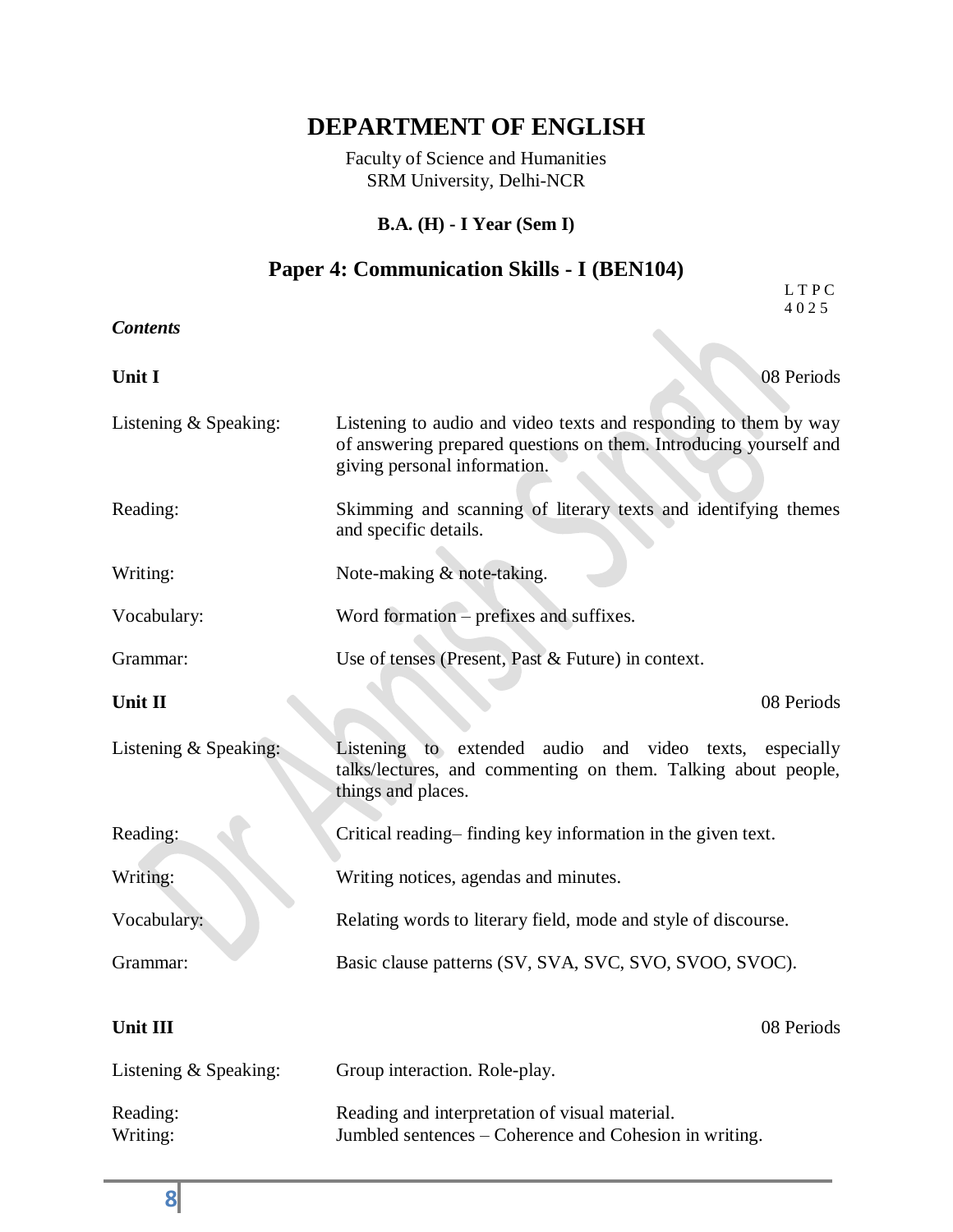# DEPARTMENT OF ENGLISH

Faculty of Science and Humanities
SRM University, Delhi-NCR

**B.A. (H) - I Year (Sem I)**

## Paper 4: Communication Skills - I (BEN104)

L T P C
4 0 2 5

***Contents***

**Unit I** — 08 Periods

Listening & Speaking: Listening to audio and video texts and responding to them by way of answering prepared questions on them. Introducing yourself and giving personal information.

Reading: Skimming and scanning of literary texts and identifying themes and specific details.

Writing: Note-making & note-taking.

Vocabulary: Word formation – prefixes and suffixes.

Grammar: Use of tenses (Present, Past & Future) in context.

**Unit II** — 08 Periods

Listening & Speaking: Listening to extended audio and video texts, especially talks/lectures, and commenting on them. Talking about people, things and places.

Reading: Critical reading– finding key information in the given text.

Writing: Writing notices, agendas and minutes.

Vocabulary: Relating words to literary field, mode and style of discourse.

Grammar: Basic clause patterns (SV, SVA, SVC, SVO, SVOO, SVOC).

**Unit III** — 08 Periods

Listening & Speaking: Group interaction. Role-play.

Reading: Reading and interpretation of visual material.

Writing: Jumbled sentences – Coherence and Cohesion in writing.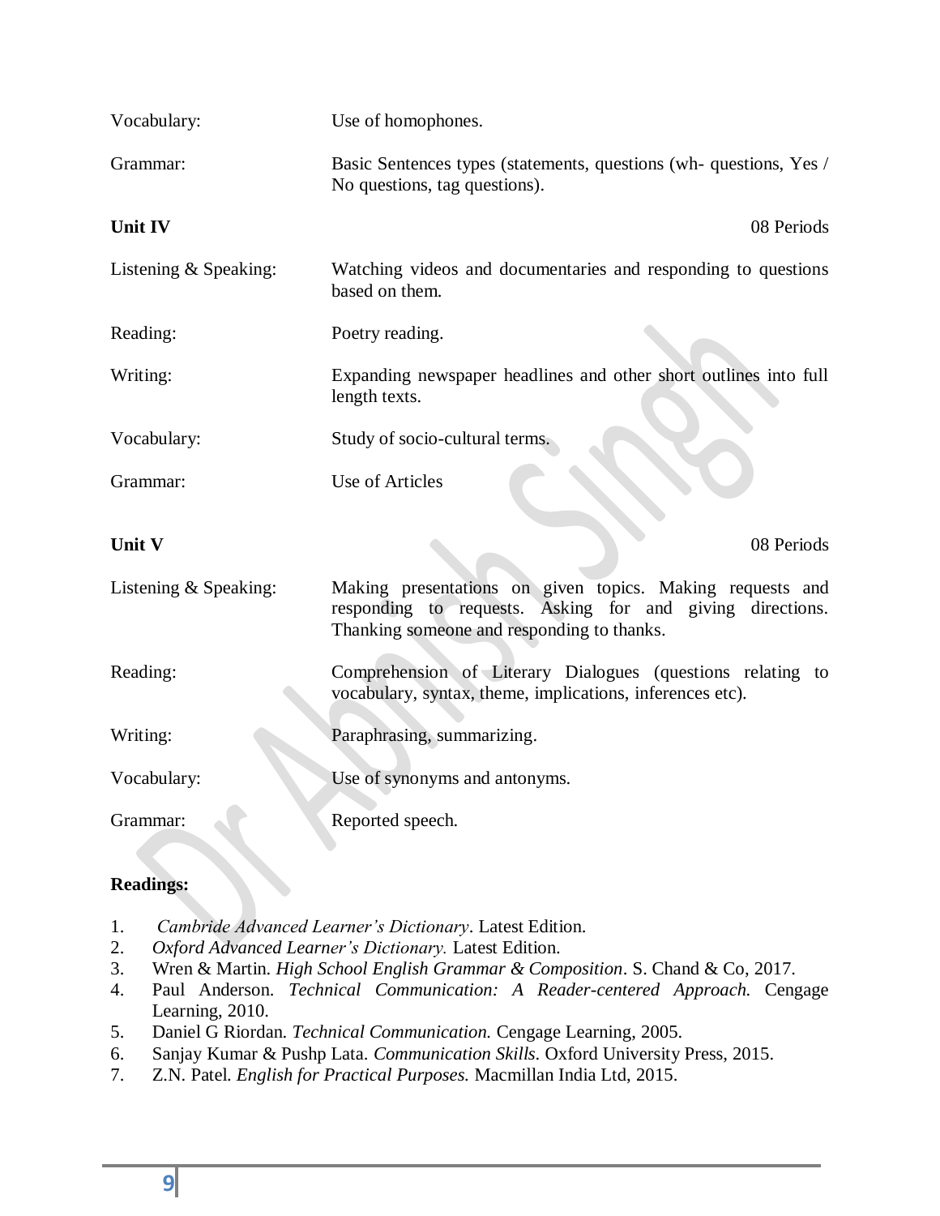| | |
|---|---|
| Vocabulary: | Use of homophones. |
| Grammar: | Basic Sentences types (statements, questions (wh- questions, Yes / No questions, tag questions). |

**Unit IV** 08 Periods

| | |
|---|---|
| Listening & Speaking: | Watching videos and documentaries and responding to questions based on them. |
| Reading: | Poetry reading. |
| Writing: | Expanding newspaper headlines and other short outlines into full length texts. |
| Vocabulary: | Study of socio-cultural terms. |
| Grammar: | Use of Articles |

**Unit V** 08 Periods

| | |
|---|---|
| Listening & Speaking: | Making presentations on given topics. Making requests and responding to requests. Asking for and giving directions. Thanking someone and responding to thanks. |
| Reading: | Comprehension of Literary Dialogues (questions relating to vocabulary, syntax, theme, implications, inferences etc). |
| Writing: | Paraphrasing, summarizing. |
| Vocabulary: | Use of synonyms and antonyms. |
| Grammar: | Reported speech. |

**Readings:**

1. *Cambride Advanced Learner's Dictionary*. Latest Edition.
2. *Oxford Advanced Learner's Dictionary.* Latest Edition.
3. Wren & Martin. *High School English Grammar & Composition*. S. Chand & Co, 2017.
4. Paul Anderson. *Technical Communication: A Reader-centered Approach.* Cengage Learning, 2010.
5. Daniel G Riordan. *Technical Communication.* Cengage Learning, 2005.
6. Sanjay Kumar & Pushp Lata. *Communication Skills.* Oxford University Press, 2015.
7. Z.N. Patel. *English for Practical Purposes.* Macmillan India Ltd, 2015.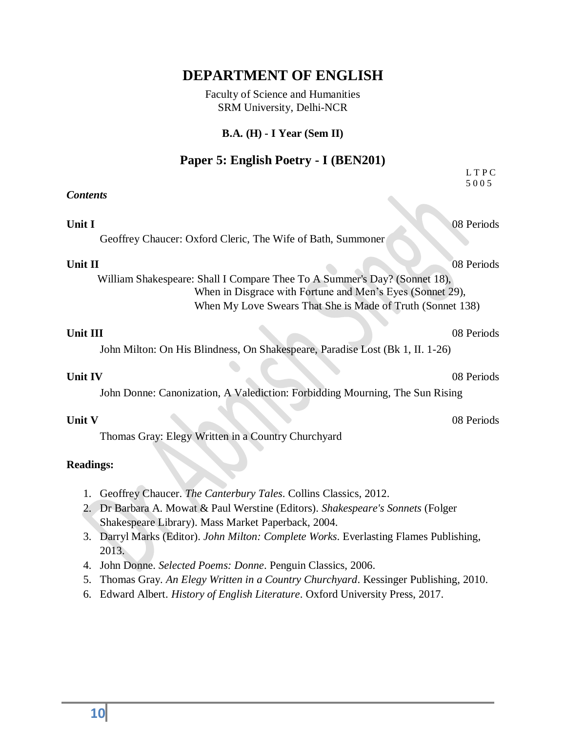# DEPARTMENT OF ENGLISH

Faculty of Science and Humanities
SRM University, Delhi-NCR

**B.A. (H) - I Year (Sem II)**

## Paper 5: English Poetry - I (BEN201)

L T P C
5 0 0 5

***Contents***

**Unit I** 08 Periods

Geoffrey Chaucer: Oxford Cleric, The Wife of Bath, Summoner

**Unit II** 08 Periods

William Shakespeare: Shall I Compare Thee To A Summer's Day? (Sonnet 18),
When in Disgrace with Fortune and Men's Eyes (Sonnet 29),
When My Love Swears That She is Made of Truth (Sonnet 138)

**Unit III** 08 Periods

John Milton: On His Blindness, On Shakespeare, Paradise Lost (Bk 1, II. 1-26)

**Unit IV** 08 Periods

John Donne: Canonization, A Valediction: Forbidding Mourning, The Sun Rising

**Unit V** 08 Periods

Thomas Gray: Elegy Written in a Country Churchyard

**Readings:**

1. Geoffrey Chaucer. *The Canterbury Tales*. Collins Classics, 2012.
2. Dr Barbara A. Mowat & Paul Werstine (Editors). *Shakespeare's Sonnets* (Folger Shakespeare Library). Mass Market Paperback, 2004.
3. Darryl Marks (Editor). *John Milton: Complete Works*. Everlasting Flames Publishing, 2013.
4. John Donne. *Selected Poems: Donne*. Penguin Classics, 2006.
5. Thomas Gray. *An Elegy Written in a Country Churchyard*. Kessinger Publishing, 2010.
6. Edward Albert. *History of English Literature*. Oxford University Press, 2017.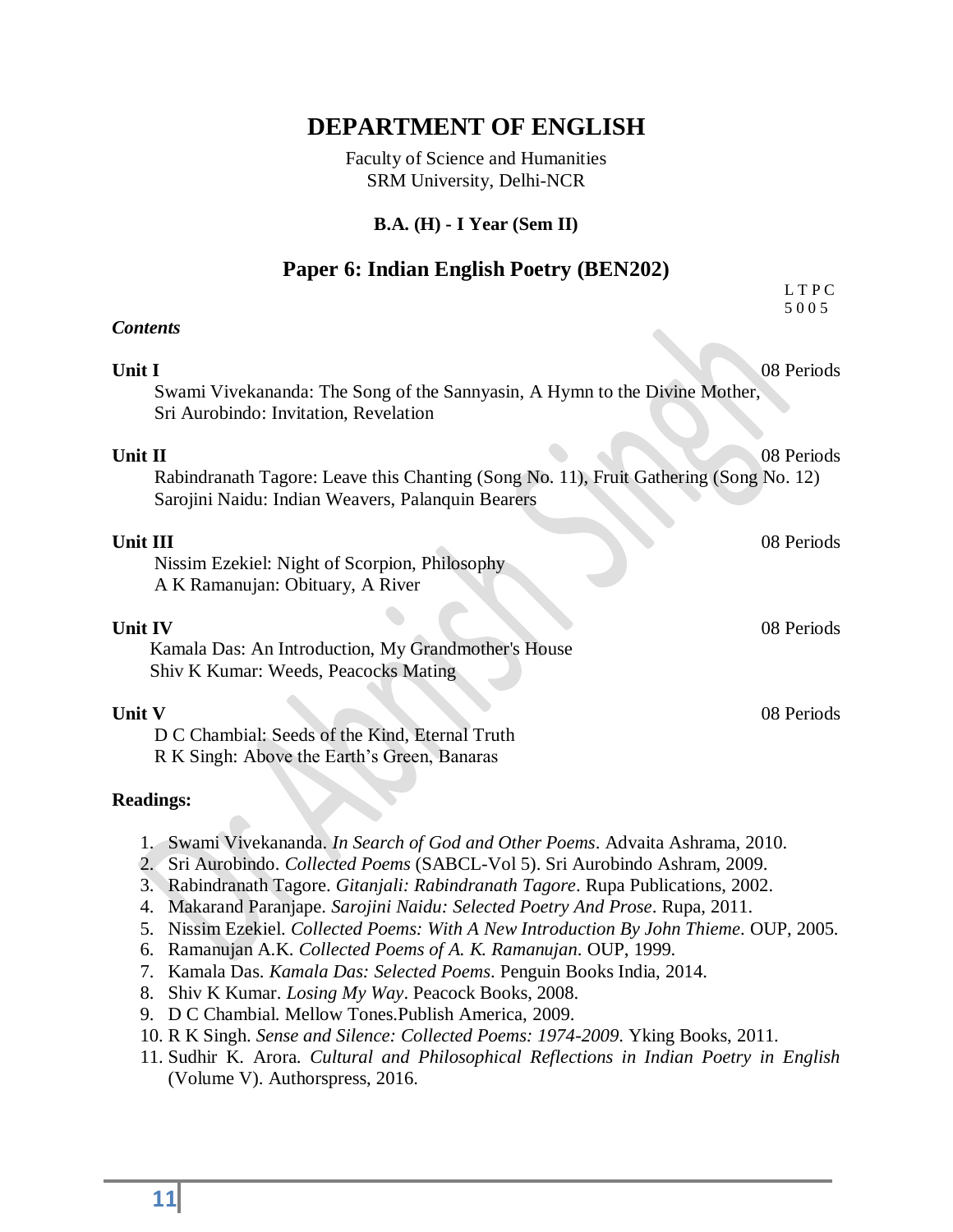# DEPARTMENT OF ENGLISH

Faculty of Science and Humanities
SRM University, Delhi-NCR

**B.A. (H) - I Year (Sem II)**

## Paper 6: Indian English Poetry (BEN202)

L T P C
5 0 0 5

***Contents***

**Unit I** — 08 Periods

Swami Vivekananda: The Song of the Sannyasin, A Hymn to the Divine Mother,
Sri Aurobindo: Invitation, Revelation

**Unit II** — 08 Periods

Rabindranath Tagore: Leave this Chanting (Song No. 11), Fruit Gathering (Song No. 12)
Sarojini Naidu: Indian Weavers, Palanquin Bearers

**Unit III** — 08 Periods

Nissim Ezekiel: Night of Scorpion, Philosophy
A K Ramanujan: Obituary, A River

**Unit IV** — 08 Periods

Kamala Das: An Introduction, My Grandmother's House
Shiv K Kumar: Weeds, Peacocks Mating

**Unit V** — 08 Periods

D C Chambial: Seeds of the Kind, Eternal Truth
R K Singh: Above the Earth's Green, Banaras

**Readings:**

1. Swami Vivekananda. *In Search of God and Other Poems*. Advaita Ashrama, 2010.
2. Sri Aurobindo. *Collected Poems* (SABCL-Vol 5). Sri Aurobindo Ashram, 2009.
3. Rabindranath Tagore. *Gitanjali: Rabindranath Tagore*. Rupa Publications, 2002.
4. Makarand Paranjape. *Sarojini Naidu: Selected Poetry And Prose*. Rupa, 2011.
5. Nissim Ezekiel. *Collected Poems: With A New Introduction By John Thieme*. OUP, 2005.
6. Ramanujan A.K. *Collected Poems of A. K. Ramanujan*. OUP, 1999.
7. Kamala Das. *Kamala Das: Selected Poems*. Penguin Books India, 2014.
8. Shiv K Kumar. *Losing My Way*. Peacock Books, 2008.
9. D C Chambial. Mellow Tones.Publish America, 2009.
10. R K Singh. *Sense and Silence: Collected Poems: 1974-2009*. Yking Books, 2011.
11. Sudhir K. Arora. *Cultural and Philosophical Reflections in Indian Poetry in English* (Volume V). Authorspress, 2016.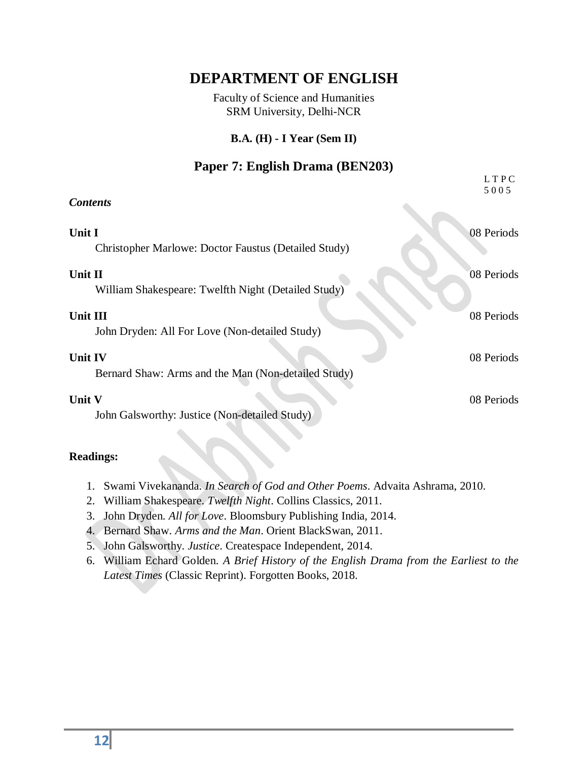# DEPARTMENT OF ENGLISH

Faculty of Science and Humanities
SRM University, Delhi-NCR

**B.A. (H) - I Year (Sem II)**

## Paper 7: English Drama (BEN203)

L T P C
5 0 0 5

***Contents***

**Unit I** — 08 Periods

Christopher Marlowe: Doctor Faustus (Detailed Study)

**Unit II** — 08 Periods

William Shakespeare: Twelfth Night (Detailed Study)

**Unit III** — 08 Periods

John Dryden: All For Love (Non-detailed Study)

**Unit IV** — 08 Periods

Bernard Shaw: Arms and the Man (Non-detailed Study)

**Unit V** — 08 Periods

John Galsworthy: Justice (Non-detailed Study)

**Readings:**

1. Swami Vivekananda. *In Search of God and Other Poems*. Advaita Ashrama, 2010.
2. William Shakespeare. *Twelfth Night*. Collins Classics, 2011.
3. John Dryden. *All for Love*. Bloomsbury Publishing India, 2014.
4. Bernard Shaw. *Arms and the Man*. Orient BlackSwan, 2011.
5. John Galsworthy. *Justice*. Createspace Independent, 2014.
6. William Echard Golden. *A Brief History of the English Drama from the Earliest to the Latest Times* (Classic Reprint). Forgotten Books, 2018.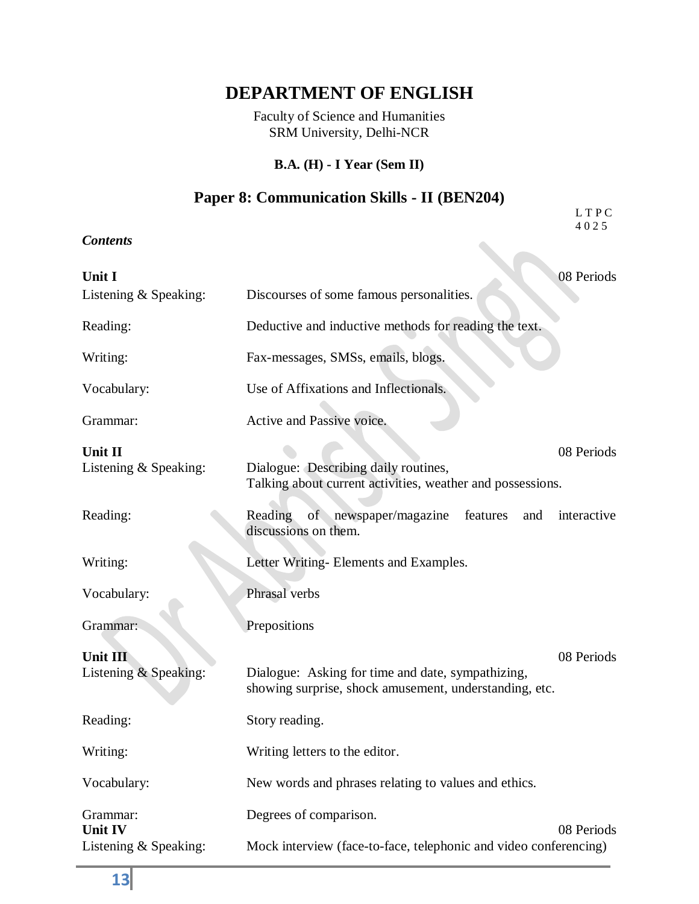# DEPARTMENT OF ENGLISH

Faculty of Science and Humanities
SRM University, Delhi-NCR

**B.A. (H) - I Year (Sem II)**

## Paper 8: Communication Skills - II (BEN204)

| L | T | P | C |
|---|---|---|---|
| 4 | 0 | 2 | 5 |

***Contents***

**Unit I** — 08 Periods

| | |
|---|---|
| Listening & Speaking: | Discourses of some famous personalities. |
| Reading: | Deductive and inductive methods for reading the text. |
| Writing: | Fax-messages, SMSs, emails, blogs. |
| Vocabulary: | Use of Affixations and Inflectionals. |
| Grammar: | Active and Passive voice. |

**Unit II** — 08 Periods

| | |
|---|---|
| Listening & Speaking: | Dialogue: Describing daily routines, Talking about current activities, weather and possessions. |
| Reading: | Reading of newspaper/magazine features and interactive discussions on them. |
| Writing: | Letter Writing- Elements and Examples. |
| Vocabulary: | Phrasal verbs |
| Grammar: | Prepositions |

**Unit III** — 08 Periods

| | |
|---|---|
| Listening & Speaking: | Dialogue: Asking for time and date, sympathizing, showing surprise, shock amusement, understanding, etc. |
| Reading: | Story reading. |
| Writing: | Writing letters to the editor. |
| Vocabulary: | New words and phrases relating to values and ethics. |
| Grammar: | Degrees of comparison. |

**Unit IV** — 08 Periods

| | |
|---|---|
| Listening & Speaking: | Mock interview (face-to-face, telephonic and video conferencing) |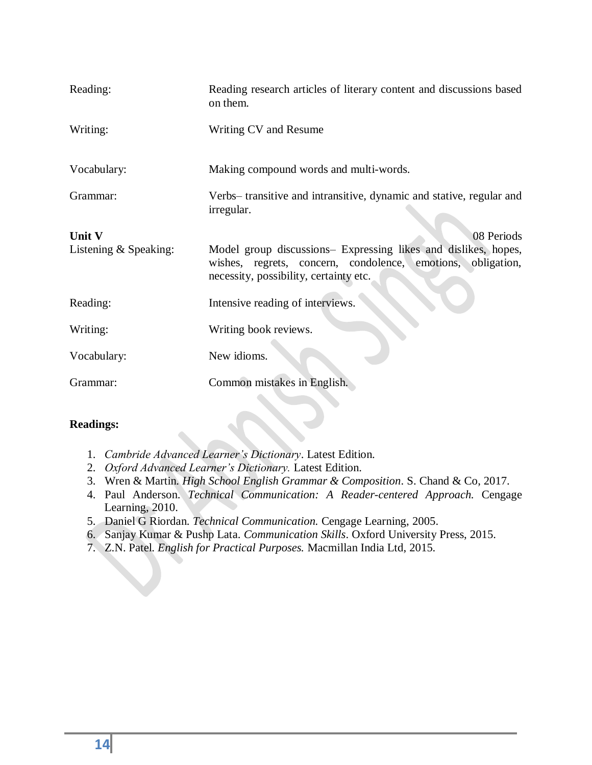| | |
|---|---|
| Reading: | Reading research articles of literary content and discussions based on them. |
| Writing: | Writing CV and Resume |
| Vocabulary: | Making compound words and multi-words. |
| Grammar: | Verbs– transitive and intransitive, dynamic and stative, regular and irregular. |

**Unit V** 08 Periods

| | |
|---|---|
| Listening & Speaking: | Model group discussions– Expressing likes and dislikes, hopes, wishes, regrets, concern, condolence, emotions, obligation, necessity, possibility, certainty etc. |
| Reading: | Intensive reading of interviews. |
| Writing: | Writing book reviews. |
| Vocabulary: | New idioms. |
| Grammar: | Common mistakes in English. |

**Readings:**

1. *Cambride Advanced Learner's Dictionary*. Latest Edition.
2. *Oxford Advanced Learner's Dictionary.* Latest Edition.
3. Wren & Martin. *High School English Grammar & Composition*. S. Chand & Co, 2017.
4. Paul Anderson. *Technical Communication: A Reader-centered Approach.* Cengage Learning, 2010.
5. Daniel G Riordan. *Technical Communication.* Cengage Learning, 2005.
6. Sanjay Kumar & Pushp Lata. *Communication Skills*. Oxford University Press, 2015.
7. Z.N. Patel. *English for Practical Purposes.* Macmillan India Ltd, 2015.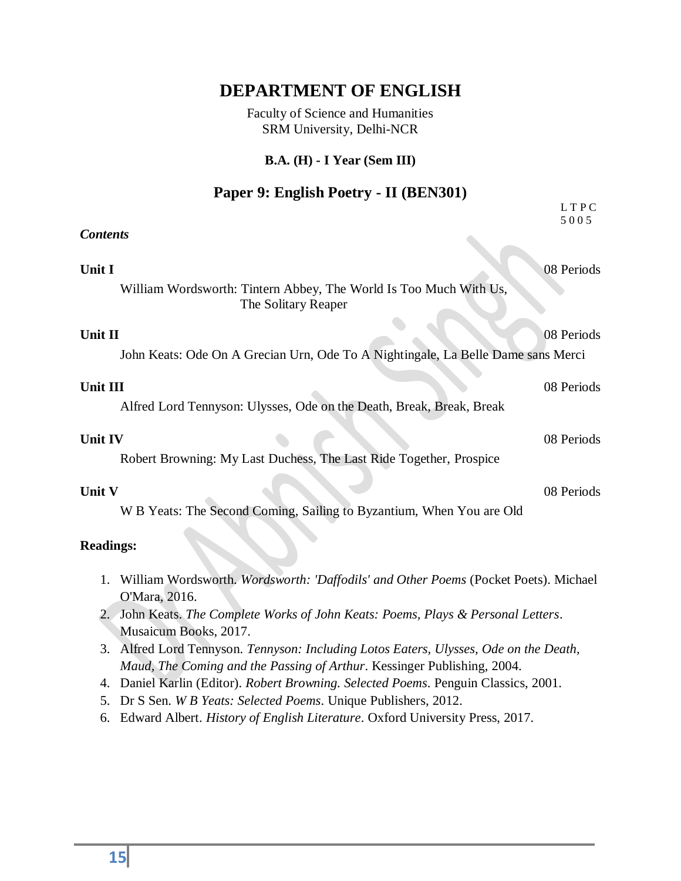# DEPARTMENT OF ENGLISH

Faculty of Science and Humanities
SRM University, Delhi-NCR

**B.A. (H) - I Year (Sem III)**

## Paper 9: English Poetry - II (BEN301)

L T P C
5 0 0 5

***Contents***

**Unit I** 08 Periods

William Wordsworth: Tintern Abbey, The World Is Too Much With Us, The Solitary Reaper

**Unit II** 08 Periods

John Keats: Ode On A Grecian Urn, Ode To A Nightingale, La Belle Dame sans Merci

**Unit III** 08 Periods

Alfred Lord Tennyson: Ulysses, Ode on the Death, Break, Break, Break

**Unit IV** 08 Periods

Robert Browning: My Last Duchess, The Last Ride Together, Prospice

**Unit V** 08 Periods

W B Yeats: The Second Coming, Sailing to Byzantium, When You are Old

**Readings:**

1. William Wordsworth. *Wordsworth: 'Daffodils' and Other Poems* (Pocket Poets). Michael O'Mara, 2016.
2. John Keats. *The Complete Works of John Keats: Poems, Plays & Personal Letters*. Musaicum Books, 2017.
3. Alfred Lord Tennyson. *Tennyson: Including Lotos Eaters, Ulysses, Ode on the Death, Maud, The Coming and the Passing of Arthur*. Kessinger Publishing, 2004.
4. Daniel Karlin (Editor). *Robert Browning. Selected Poems*. Penguin Classics, 2001.
5. Dr S Sen. *W B Yeats: Selected Poems*. Unique Publishers, 2012.
6. Edward Albert. *History of English Literature*. Oxford University Press, 2017.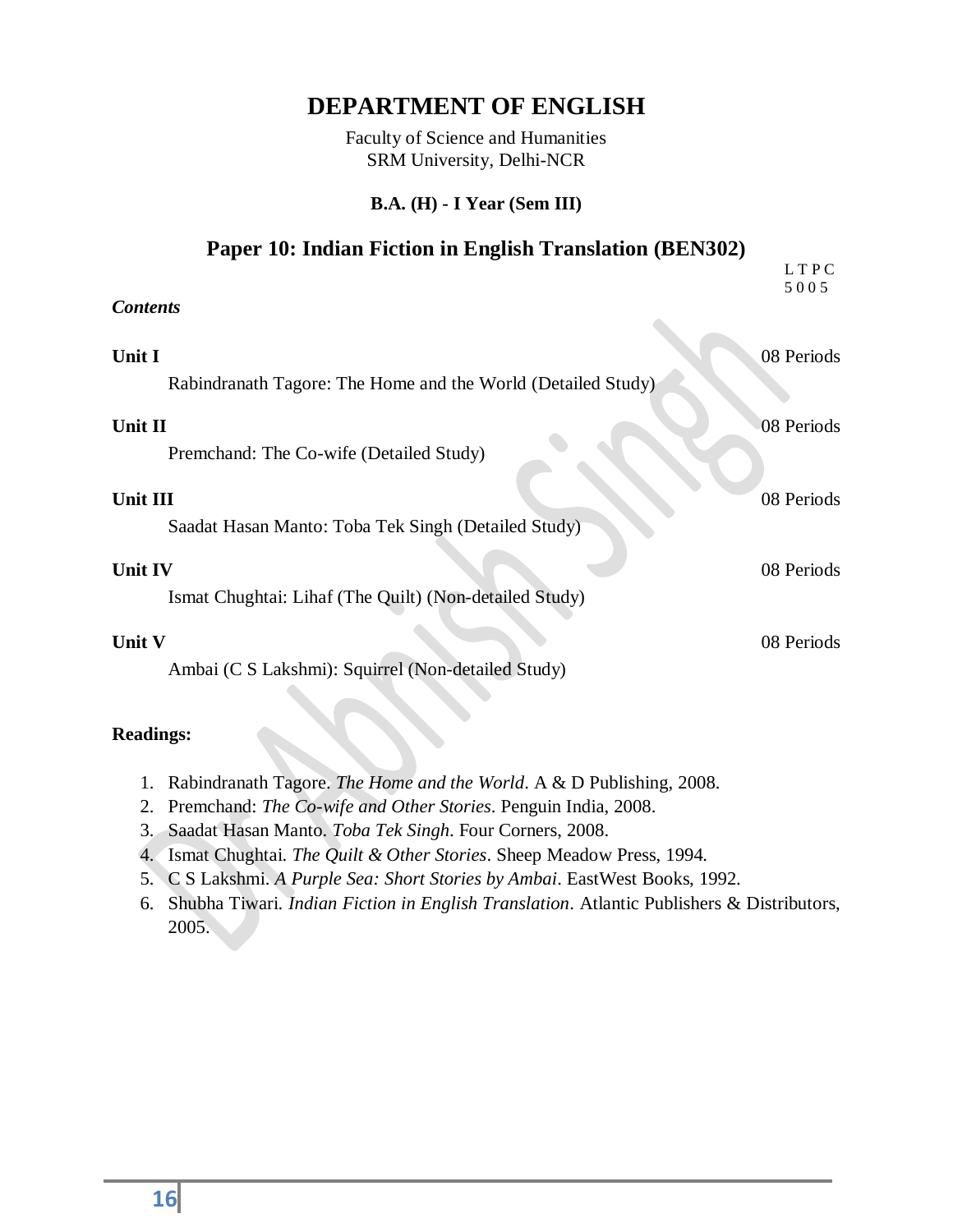# DEPARTMENT OF ENGLISH

Faculty of Science and Humanities
SRM University, Delhi-NCR

**B.A. (H) - I Year (Sem III)**

## Paper 10: Indian Fiction in English Translation (BEN302)

| L | T | P | C |
|---|---|---|---|
| 5 | 0 | 0 | 5 |

***Contents***

**Unit I** — 08 Periods

Rabindranath Tagore: The Home and the World (Detailed Study)

**Unit II** — 08 Periods

Premchand: The Co-wife (Detailed Study)

**Unit III** — 08 Periods

Saadat Hasan Manto: Toba Tek Singh (Detailed Study)

**Unit IV** — 08 Periods

Ismat Chughtai: Lihaf (The Quilt) (Non-detailed Study)

**Unit V** — 08 Periods

Ambai (C S Lakshmi): Squirrel (Non-detailed Study)

**Readings:**

1. Rabindranath Tagore. *The Home and the World*. A & D Publishing, 2008.
2. Premchand: *The Co-wife and Other Stories*. Penguin India, 2008.
3. Saadat Hasan Manto. *Toba Tek Singh*. Four Corners, 2008.
4. Ismat Chughtai. *The Quilt & Other Stories*. Sheep Meadow Press, 1994.
5. C S Lakshmi. *A Purple Sea: Short Stories by Ambai*. EastWest Books, 1992.
6. Shubha Tiwari. *Indian Fiction in English Translation*. Atlantic Publishers & Distributors, 2005.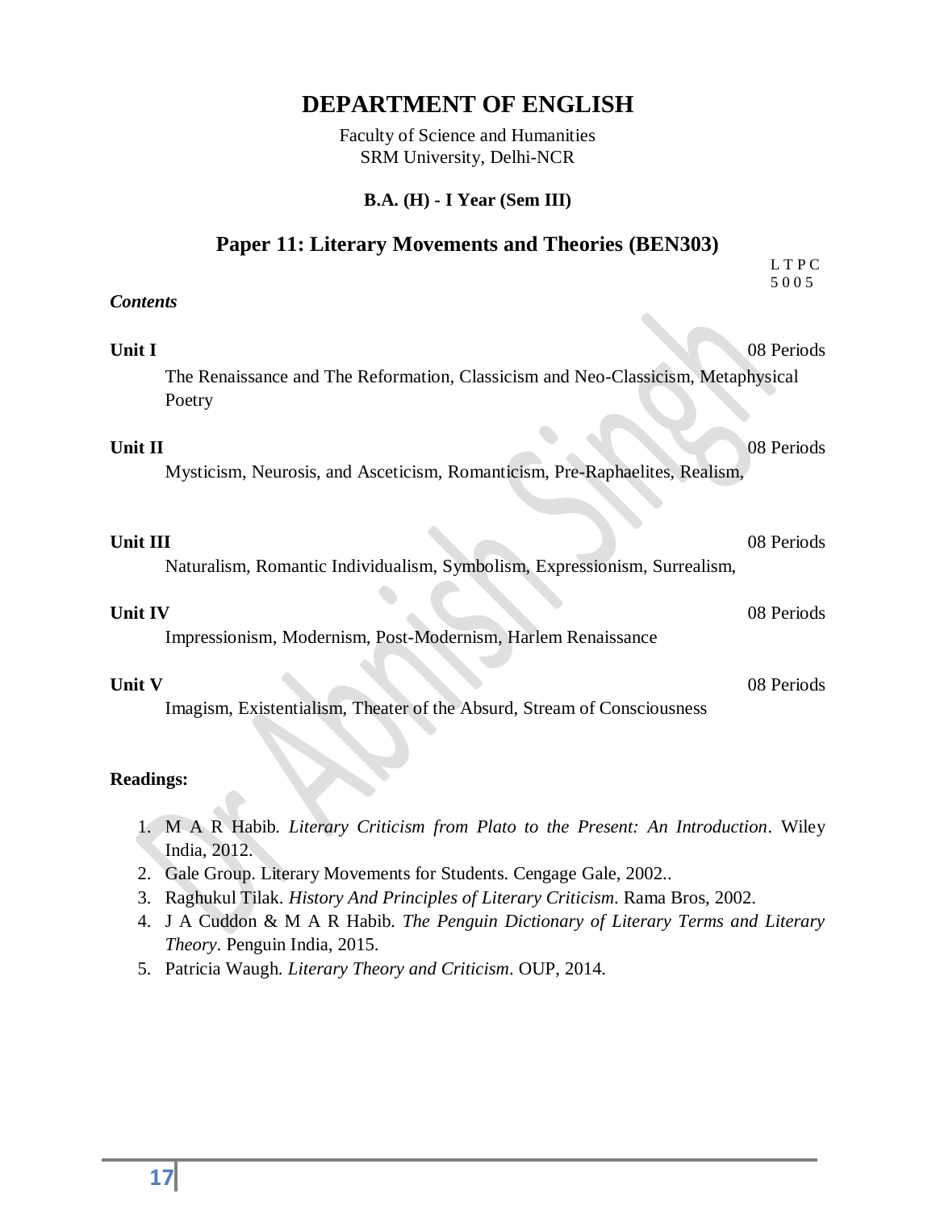# DEPARTMENT OF ENGLISH

Faculty of Science and Humanities
SRM University, Delhi-NCR

**B.A. (H) - I Year (Sem III)**

## Paper 11: Literary Movements and Theories (BEN303)

L T P C
5 0 0 5

***Contents***

**Unit I** 08 Periods

The Renaissance and The Reformation, Classicism and Neo-Classicism, Metaphysical Poetry

**Unit II** 08 Periods

Mysticism, Neurosis, and Asceticism, Romanticism, Pre-Raphaelites, Realism,

**Unit III** 08 Periods

Naturalism, Romantic Individualism, Symbolism, Expressionism, Surrealism,

**Unit IV** 08 Periods

Impressionism, Modernism, Post-Modernism, Harlem Renaissance

**Unit V** 08 Periods

Imagism, Existentialism, Theater of the Absurd, Stream of Consciousness

**Readings:**

1. M A R Habib. *Literary Criticism from Plato to the Present: An Introduction*. Wiley India, 2012.
2. Gale Group. Literary Movements for Students. Cengage Gale, 2002..
3. Raghukul Tilak. *History And Principles of Literary Criticism*. Rama Bros, 2002.
4. J A Cuddon & M A R Habib. *The Penguin Dictionary of Literary Terms and Literary Theory*. Penguin India, 2015.
5. Patricia Waugh. *Literary Theory and Criticism*. OUP, 2014.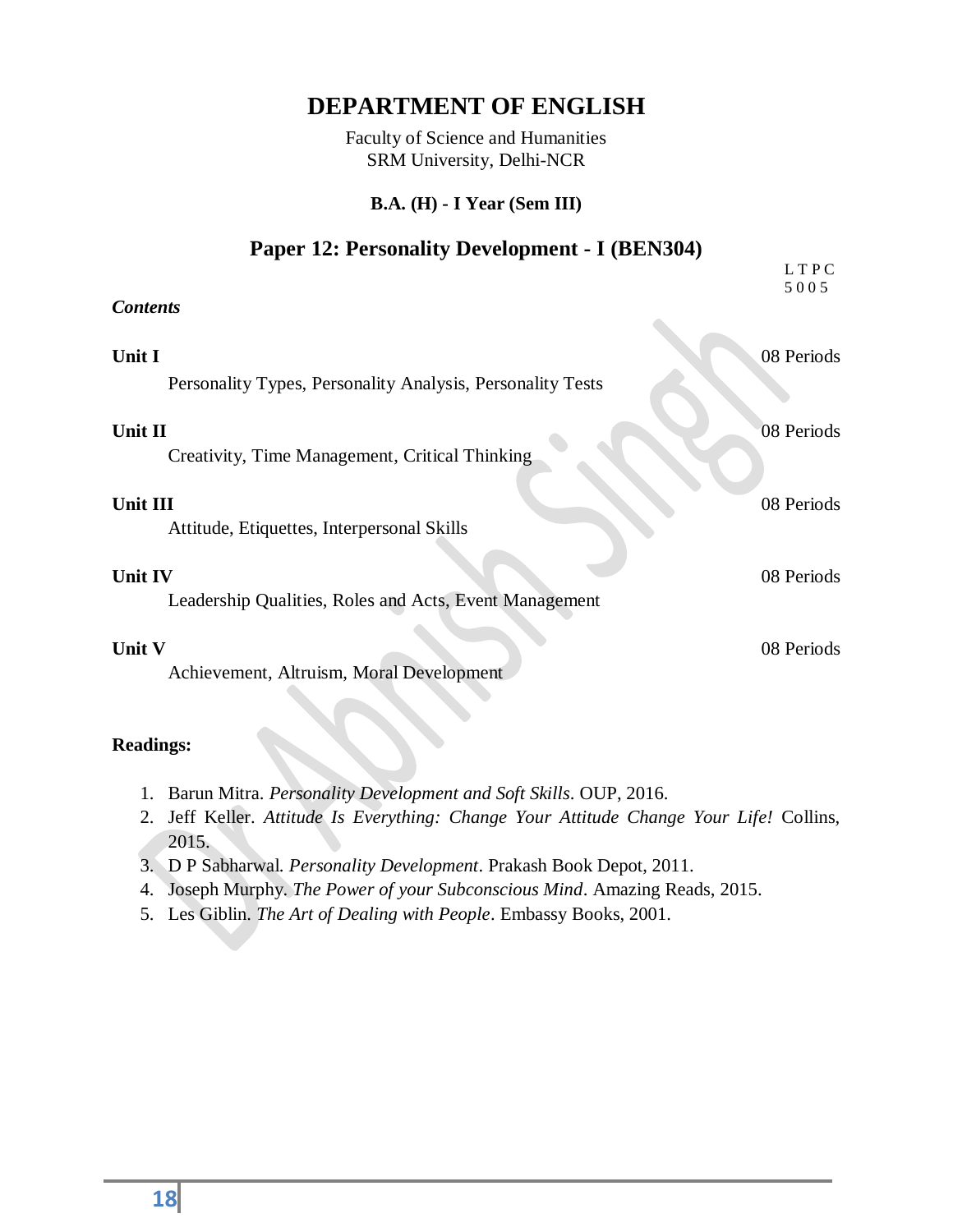# DEPARTMENT OF ENGLISH

Faculty of Science and Humanities
SRM University, Delhi-NCR

**B.A. (H) - I Year (Sem III)**

## Paper 12: Personality Development - I (BEN304)

| L | T | P | C |
|---|---|---|---|
| 5 | 0 | 0 | 5 |

***Contents***

**Unit I** — 08 Periods

Personality Types, Personality Analysis, Personality Tests

**Unit II** — 08 Periods

Creativity, Time Management, Critical Thinking

**Unit III** — 08 Periods

Attitude, Etiquettes, Interpersonal Skills

**Unit IV** — 08 Periods

Leadership Qualities, Roles and Acts, Event Management

**Unit V** — 08 Periods

Achievement, Altruism, Moral Development

**Readings:**

1. Barun Mitra. *Personality Development and Soft Skills*. OUP, 2016.
2. Jeff Keller. *Attitude Is Everything: Change Your Attitude Change Your Life!* Collins, 2015.
3. D P Sabharwal. *Personality Development*. Prakash Book Depot, 2011.
4. Joseph Murphy. *The Power of your Subconscious Mind*. Amazing Reads, 2015.
5. Les Giblin. *The Art of Dealing with People*. Embassy Books, 2001.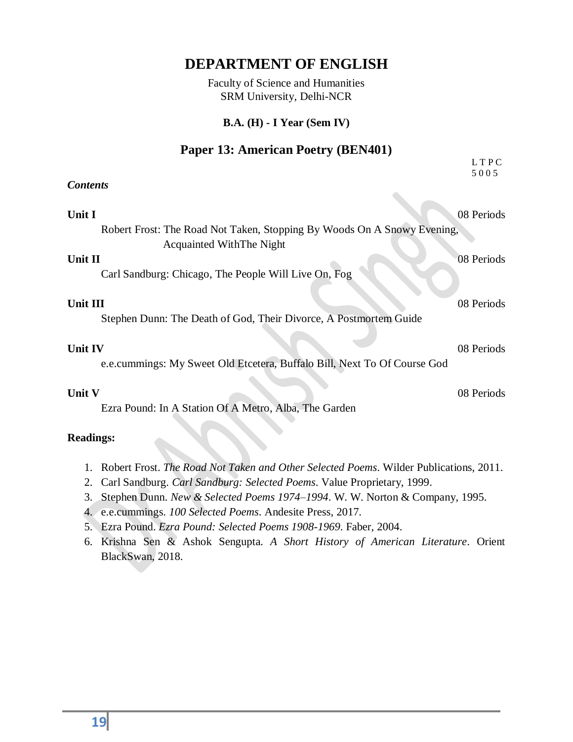# DEPARTMENT OF ENGLISH

Faculty of Science and Humanities
SRM University, Delhi-NCR

**B.A. (H) - I Year (Sem IV)**

## Paper 13: American Poetry (BEN401)

L T P C
5 0 0 5

***Contents***

**Unit I** 08 Periods

Robert Frost: The Road Not Taken, Stopping By Woods On A Snowy Evening, Acquainted WithThe Night

**Unit II** 08 Periods

Carl Sandburg: Chicago, The People Will Live On, Fog

**Unit III** 08 Periods

Stephen Dunn: The Death of God, Their Divorce, A Postmortem Guide

**Unit IV** 08 Periods

e.e.cummings: My Sweet Old Etcetera, Buffalo Bill, Next To Of Course God

**Unit V** 08 Periods

Ezra Pound: In A Station Of A Metro, Alba, The Garden

**Readings:**

1. Robert Frost. *The Road Not Taken and Other Selected Poems*. Wilder Publications, 2011.
2. Carl Sandburg. *Carl Sandburg: Selected Poems*. Value Proprietary, 1999.
3. Stephen Dunn. *New & Selected Poems 1974–1994*. W. W. Norton & Company, 1995.
4. e.e.cummings. *100 Selected Poems*. Andesite Press, 2017.
5. Ezra Pound. *Ezra Pound: Selected Poems 1908-1969*. Faber, 2004.
6. Krishna Sen & Ashok Sengupta. *A Short History of American Literature*. Orient BlackSwan, 2018.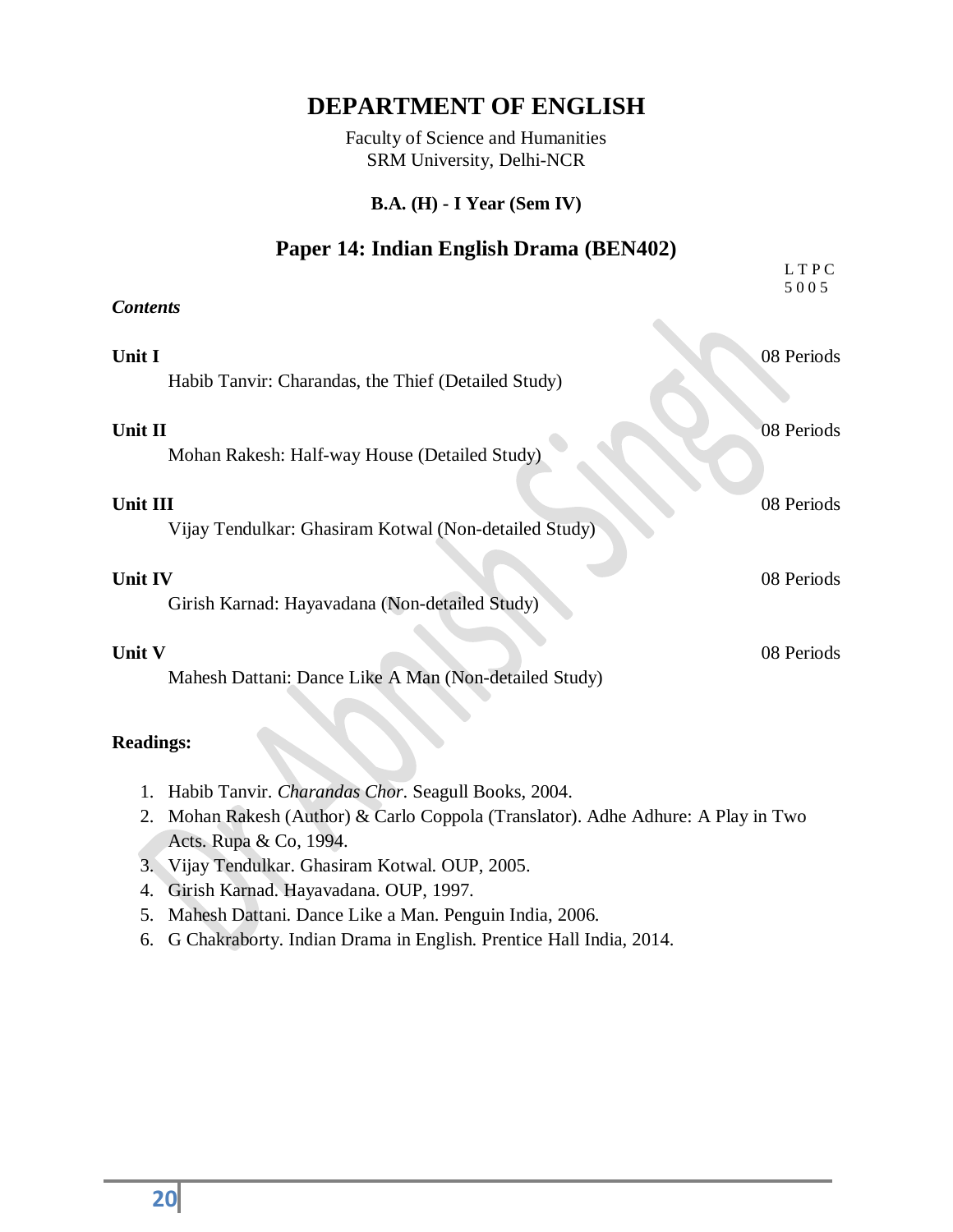# DEPARTMENT OF ENGLISH

Faculty of Science and Humanities
SRM University, Delhi-NCR

**B.A. (H) - I Year (Sem IV)**

## Paper 14: Indian English Drama (BEN402)

| L | T | P | C |
|---|---|---|---|
| 5 | 0 | 0 | 5 |

***Contents***

**Unit I** — 08 Periods

Habib Tanvir: Charandas, the Thief (Detailed Study)

**Unit II** — 08 Periods

Mohan Rakesh: Half-way House (Detailed Study)

**Unit III** — 08 Periods

Vijay Tendulkar: Ghasiram Kotwal (Non-detailed Study)

**Unit IV** — 08 Periods

Girish Karnad: Hayavadana (Non-detailed Study)

**Unit V** — 08 Periods

Mahesh Dattani: Dance Like A Man (Non-detailed Study)

**Readings:**

1. Habib Tanvir. *Charandas Chor.* Seagull Books, 2004.
2. Mohan Rakesh (Author) & Carlo Coppola (Translator). Adhe Adhure: A Play in Two Acts. Rupa & Co, 1994.
3. Vijay Tendulkar. Ghasiram Kotwal. OUP, 2005.
4. Girish Karnad. Hayavadana. OUP, 1997.
5. Mahesh Dattani. Dance Like a Man. Penguin India, 2006.
6. G Chakraborty. Indian Drama in English. Prentice Hall India, 2014.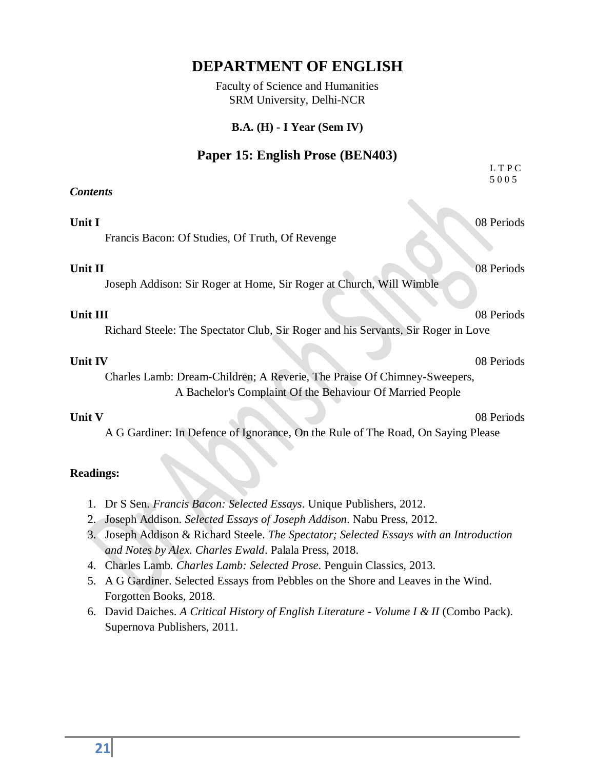# DEPARTMENT OF ENGLISH

Faculty of Science and Humanities
SRM University, Delhi-NCR

**B.A. (H) - I Year (Sem IV)**

## Paper 15: English Prose (BEN403)

| L | T | P | C |
|---|---|---|---|
| 5 | 0 | 0 | 5 |

***Contents***

**Unit I** — 08 Periods

Francis Bacon: Of Studies, Of Truth, Of Revenge

**Unit II** — 08 Periods

Joseph Addison: Sir Roger at Home, Sir Roger at Church, Will Wimble

**Unit III** — 08 Periods

Richard Steele: The Spectator Club, Sir Roger and his Servants, Sir Roger in Love

**Unit IV** — 08 Periods

Charles Lamb: Dream-Children; A Reverie, The Praise Of Chimney-Sweepers, A Bachelor's Complaint Of the Behaviour Of Married People

**Unit V** — 08 Periods

A G Gardiner: In Defence of Ignorance, On the Rule of The Road, On Saying Please

**Readings:**

1. Dr S Sen. *Francis Bacon: Selected Essays*. Unique Publishers, 2012.
2. Joseph Addison. *Selected Essays of Joseph Addison*. Nabu Press, 2012.
3. Joseph Addison & Richard Steele. *The Spectator; Selected Essays with an Introduction and Notes by Alex. Charles Ewald*. Palala Press, 2018.
4. Charles Lamb. *Charles Lamb: Selected Prose*. Penguin Classics, 2013.
5. A G Gardiner. Selected Essays from Pebbles on the Shore and Leaves in the Wind. Forgotten Books, 2018.
6. David Daiches. *A Critical History of English Literature - Volume I & II* (Combo Pack). Supernova Publishers, 2011.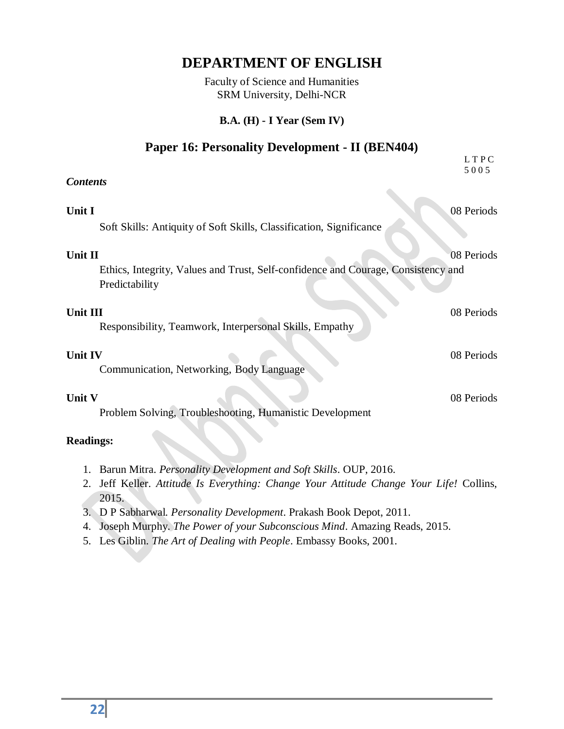# DEPARTMENT OF ENGLISH

Faculty of Science and Humanities
SRM University, Delhi-NCR

**B.A. (H) - I Year (Sem IV)**

## Paper 16: Personality Development - II (BEN404)

L T P C
5 0 0 5

*Contents*

**Unit I** 08 Periods

Soft Skills: Antiquity of Soft Skills, Classification, Significance

**Unit II** 08 Periods

Ethics, Integrity, Values and Trust, Self-confidence and Courage, Consistency and Predictability

**Unit III** 08 Periods

Responsibility, Teamwork, Interpersonal Skills, Empathy

**Unit IV** 08 Periods

Communication, Networking, Body Language

**Unit V** 08 Periods

Problem Solving, Troubleshooting, Humanistic Development

**Readings:**

1. Barun Mitra. *Personality Development and Soft Skills*. OUP, 2016.
2. Jeff Keller. *Attitude Is Everything: Change Your Attitude Change Your Life!* Collins, 2015.
3. D P Sabharwal. *Personality Development*. Prakash Book Depot, 2011.
4. Joseph Murphy. *The Power of your Subconscious Mind*. Amazing Reads, 2015.
5. Les Giblin. *The Art of Dealing with People*. Embassy Books, 2001.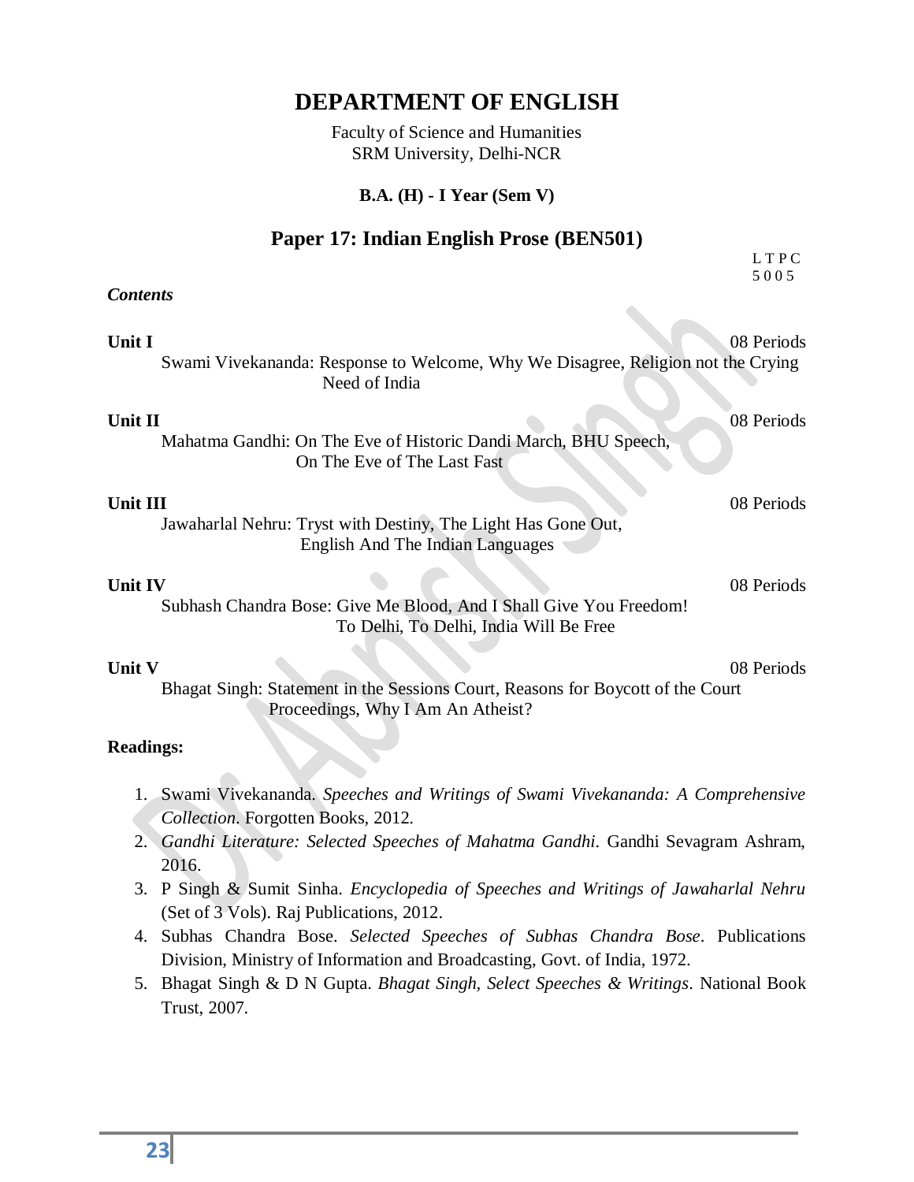# DEPARTMENT OF ENGLISH

Faculty of Science and Humanities
SRM University, Delhi-NCR

**B.A. (H) - I Year (Sem V)**

## Paper 17: Indian English Prose (BEN501)

L T P C
5 0 0 5

*Contents*

**Unit I** 08 Periods

Swami Vivekananda: Response to Welcome, Why We Disagree, Religion not the Crying Need of India

**Unit II** 08 Periods

Mahatma Gandhi: On The Eve of Historic Dandi March, BHU Speech, On The Eve of The Last Fast

**Unit III** 08 Periods

Jawaharlal Nehru: Tryst with Destiny, The Light Has Gone Out, English And The Indian Languages

**Unit IV** 08 Periods

Subhash Chandra Bose: Give Me Blood, And I Shall Give You Freedom! To Delhi, To Delhi, India Will Be Free

**Unit V** 08 Periods

Bhagat Singh: Statement in the Sessions Court, Reasons for Boycott of the Court Proceedings, Why I Am An Atheist?

**Readings:**

1. Swami Vivekananda. *Speeches and Writings of Swami Vivekananda: A Comprehensive Collection*. Forgotten Books, 2012.
2. *Gandhi Literature: Selected Speeches of Mahatma Gandhi*. Gandhi Sevagram Ashram, 2016.
3. P Singh & Sumit Sinha. *Encyclopedia of Speeches and Writings of Jawaharlal Nehru* (Set of 3 Vols). Raj Publications, 2012.
4. Subhas Chandra Bose. *Selected Speeches of Subhas Chandra Bose*. Publications Division, Ministry of Information and Broadcasting, Govt. of India, 1972.
5. Bhagat Singh & D N Gupta. *Bhagat Singh, Select Speeches & Writings*. National Book Trust, 2007.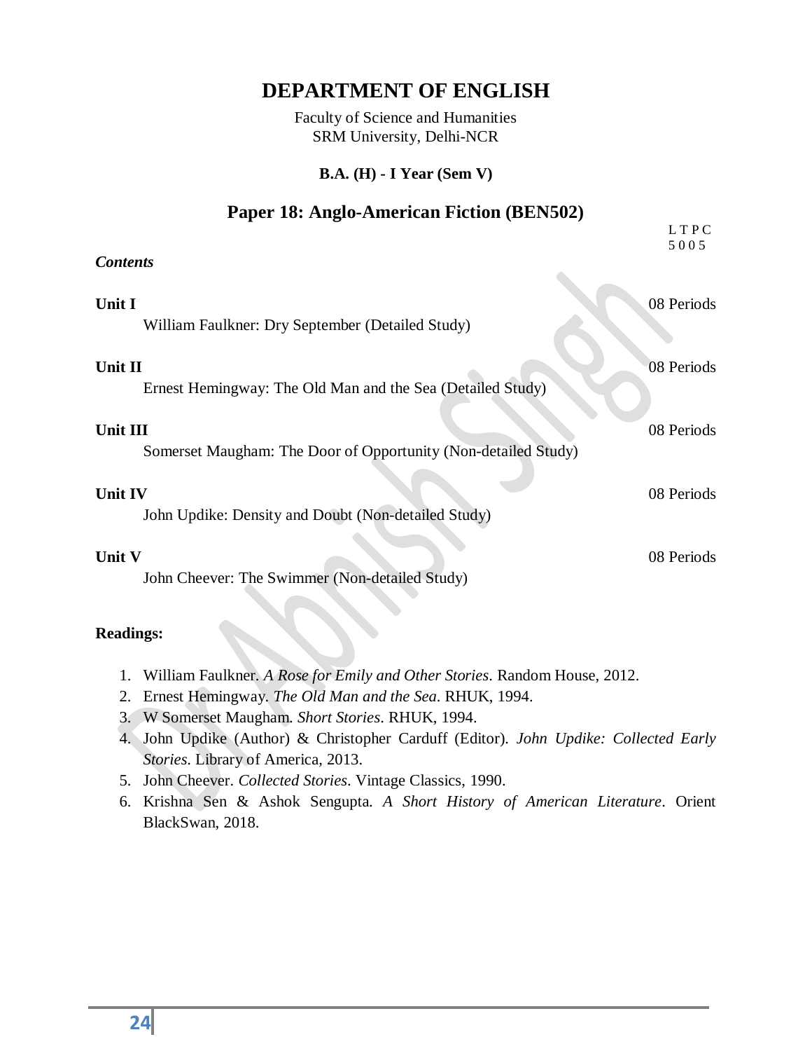# DEPARTMENT OF ENGLISH

Faculty of Science and Humanities
SRM University, Delhi-NCR

**B.A. (H) - I Year (Sem V)**

## Paper 18: Anglo-American Fiction (BEN502)

| L | T | P | C |
|---|---|---|---|
| 5 | 0 | 0 | 5 |

***Contents***

**Unit I** — 08 Periods

William Faulkner: Dry September (Detailed Study)

**Unit II** — 08 Periods

Ernest Hemingway: The Old Man and the Sea (Detailed Study)

**Unit III** — 08 Periods

Somerset Maugham: The Door of Opportunity (Non-detailed Study)

**Unit IV** — 08 Periods

John Updike: Density and Doubt (Non-detailed Study)

**Unit V** — 08 Periods

John Cheever: The Swimmer (Non-detailed Study)

**Readings:**

1. William Faulkner. *A Rose for Emily and Other Stories*. Random House, 2012.
2. Ernest Hemingway. *The Old Man and the Sea*. RHUK, 1994.
3. W Somerset Maugham. *Short Stories*. RHUK, 1994.
4. John Updike (Author) & Christopher Carduff (Editor). *John Updike: Collected Early Stories*. Library of America, 2013.
5. John Cheever. *Collected Stories*. Vintage Classics, 1990.
6. Krishna Sen & Ashok Sengupta. *A Short History of American Literature*. Orient BlackSwan, 2018.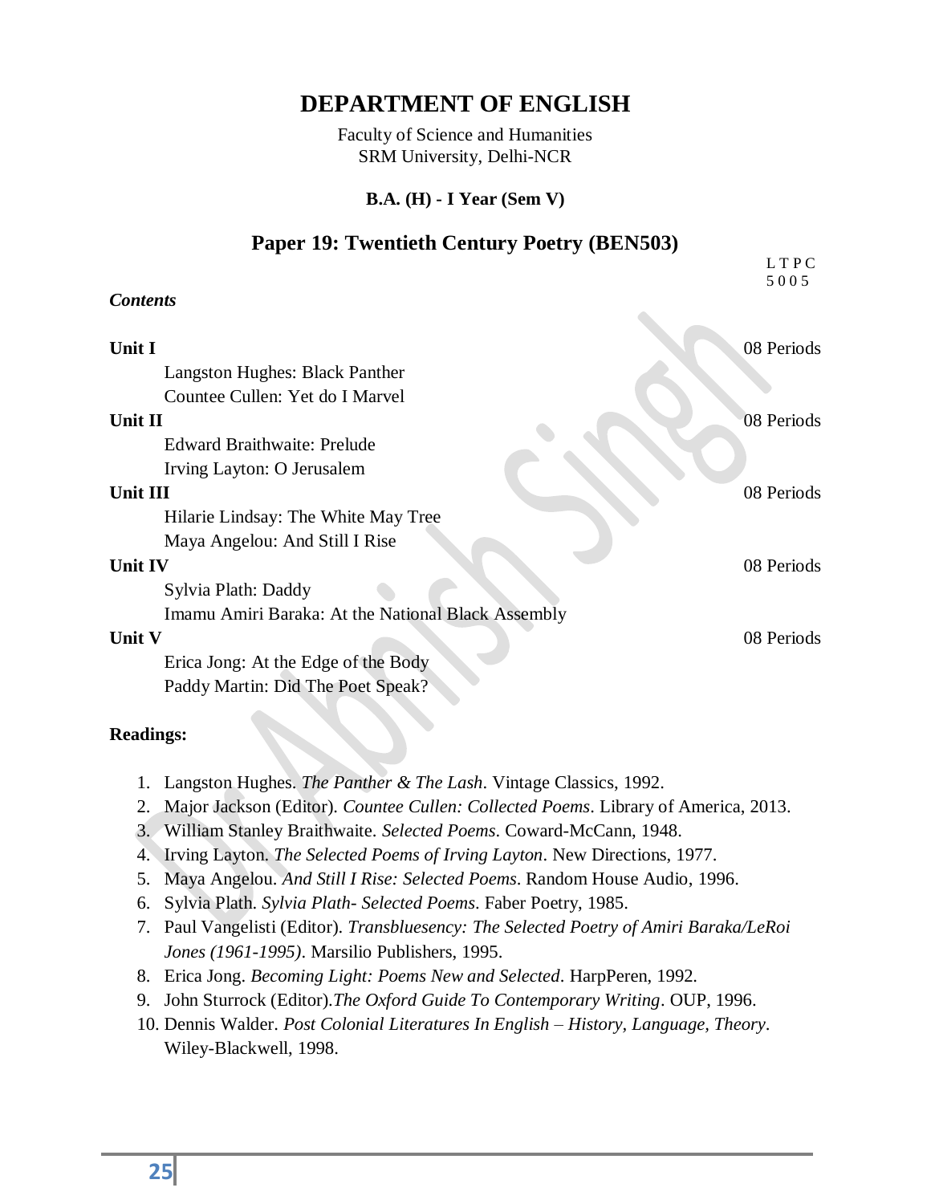# DEPARTMENT OF ENGLISH

Faculty of Science and Humanities
SRM University, Delhi-NCR

**B.A. (H) - I Year (Sem V)**

## Paper 19: Twentieth Century Poetry (BEN503)

| L | T | P | C |
|---|---|---|---|
| 5 | 0 | 0 | 5 |

***Contents***

**Unit I** — 08 Periods

Langston Hughes: Black Panther
Countee Cullen: Yet do I Marvel

**Unit II** — 08 Periods

Edward Braithwaite: Prelude
Irving Layton: O Jerusalem

**Unit III** — 08 Periods

Hilarie Lindsay: The White May Tree
Maya Angelou: And Still I Rise

**Unit IV** — 08 Periods

Sylvia Plath: Daddy
Imamu Amiri Baraka: At the National Black Assembly

**Unit V** — 08 Periods

Erica Jong: At the Edge of the Body
Paddy Martin: Did The Poet Speak?

**Readings:**

1. Langston Hughes. *The Panther & The Lash*. Vintage Classics, 1992.
2. Major Jackson (Editor). *Countee Cullen: Collected Poems*. Library of America, 2013.
3. William Stanley Braithwaite. *Selected Poems*. Coward-McCann, 1948.
4. Irving Layton. *The Selected Poems of Irving Layton*. New Directions, 1977.
5. Maya Angelou. *And Still I Rise: Selected Poems*. Random House Audio, 1996.
6. Sylvia Plath. *Sylvia Plath- Selected Poems*. Faber Poetry, 1985.
7. Paul Vangelisti (Editor). *Transbluesency: The Selected Poetry of Amiri Baraka/LeRoi Jones (1961-1995)*. Marsilio Publishers, 1995.
8. Erica Jong. *Becoming Light: Poems New and Selected*. HarpPeren, 1992.
9. John Sturrock (Editor).*The Oxford Guide To Contemporary Writing*. OUP, 1996.
10. Dennis Walder. *Post Colonial Literatures In English – History, Language, Theory*. Wiley-Blackwell, 1998.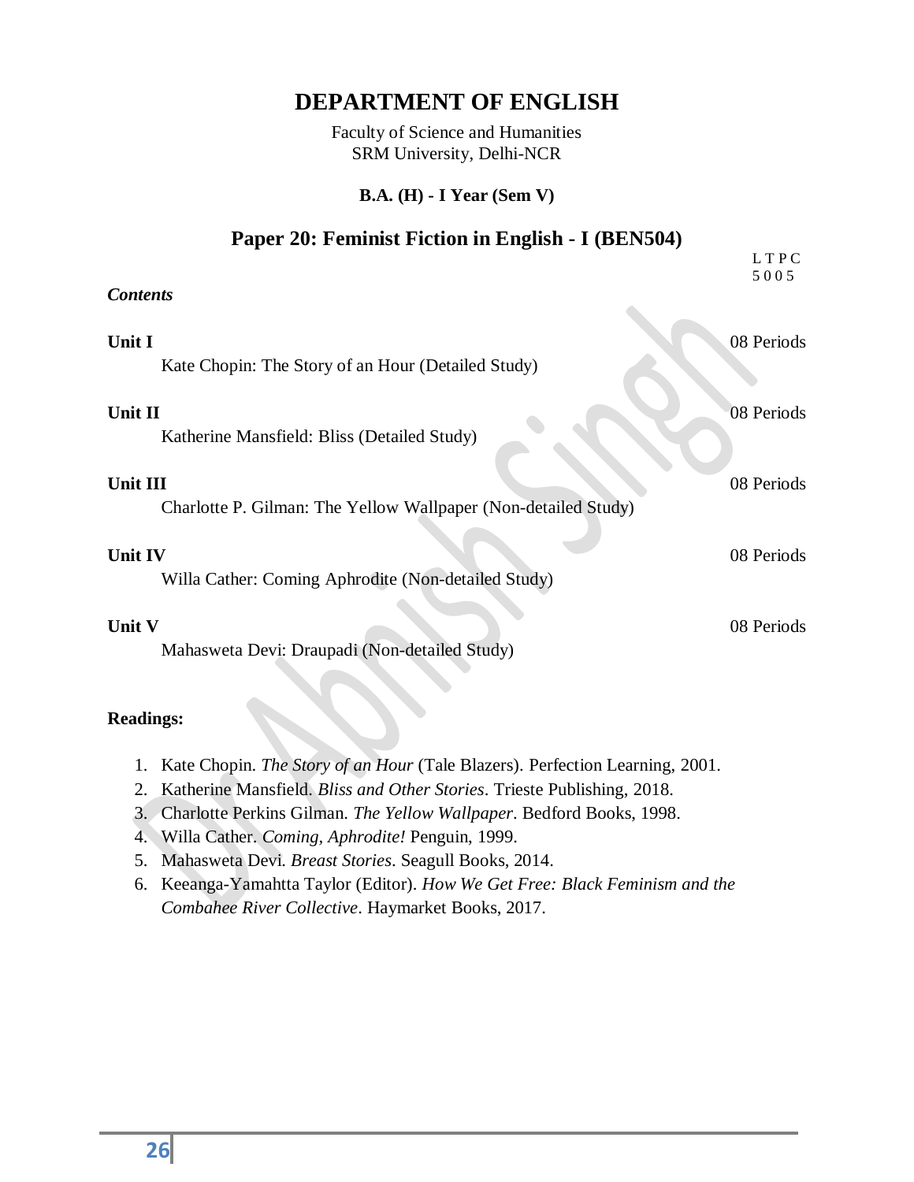# DEPARTMENT OF ENGLISH

Faculty of Science and Humanities
SRM University, Delhi-NCR

**B.A. (H) - I Year (Sem V)**

## Paper 20: Feminist Fiction in English - I (BEN504)

| L | T | P | C |
|---|---|---|---|
| 5 | 0 | 0 | 5 |

***Contents***

**Unit I** — 08 Periods

Kate Chopin: The Story of an Hour (Detailed Study)

**Unit II** — 08 Periods

Katherine Mansfield: Bliss (Detailed Study)

**Unit III** — 08 Periods

Charlotte P. Gilman: The Yellow Wallpaper (Non-detailed Study)

**Unit IV** — 08 Periods

Willa Cather: Coming Aphrodite (Non-detailed Study)

**Unit V** — 08 Periods

Mahasweta Devi: Draupadi (Non-detailed Study)

**Readings:**

1. Kate Chopin. *The Story of an Hour* (Tale Blazers). Perfection Learning, 2001.
2. Katherine Mansfield. *Bliss and Other Stories*. Trieste Publishing, 2018.
3. Charlotte Perkins Gilman. *The Yellow Wallpaper*. Bedford Books, 1998.
4. Willa Cather. *Coming, Aphrodite!* Penguin, 1999.
5. Mahasweta Devi. *Breast Stories*. Seagull Books, 2014.
6. Keeanga-Yamahtta Taylor (Editor). *How We Get Free: Black Feminism and the Combahee River Collective*. Haymarket Books, 2017.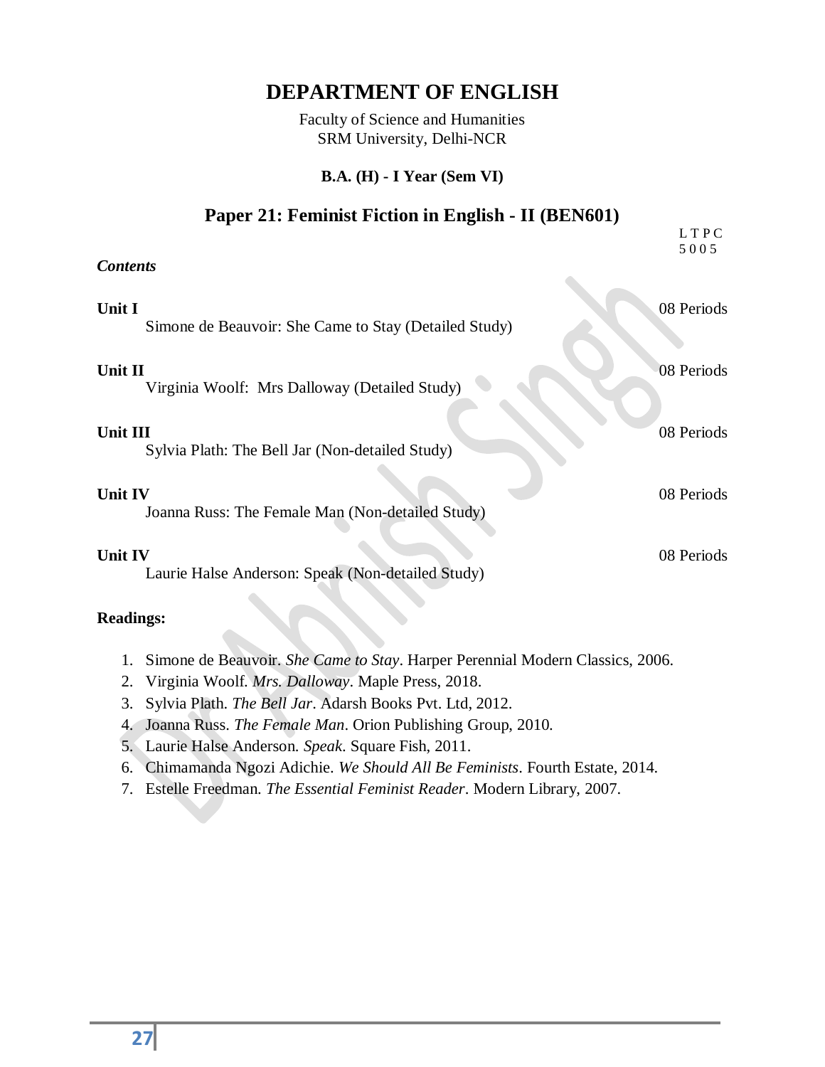# DEPARTMENT OF ENGLISH

Faculty of Science and Humanities
SRM University, Delhi-NCR

**B.A. (H) - I Year (Sem VI)**

## Paper 21: Feminist Fiction in English - II (BEN601)

L T P C
5 0 0 5

***Contents***

**Unit I** — 08 Periods
Simone de Beauvoir: She Came to Stay (Detailed Study)

**Unit II** — 08 Periods
Virginia Woolf: Mrs Dalloway (Detailed Study)

**Unit III** — 08 Periods
Sylvia Plath: The Bell Jar (Non-detailed Study)

**Unit IV** — 08 Periods
Joanna Russ: The Female Man (Non-detailed Study)

**Unit IV** — 08 Periods
Laurie Halse Anderson: Speak (Non-detailed Study)

**Readings:**

1. Simone de Beauvoir. *She Came to Stay*. Harper Perennial Modern Classics, 2006.
2. Virginia Woolf. *Mrs. Dalloway*. Maple Press, 2018.
3. Sylvia Plath. *The Bell Jar*. Adarsh Books Pvt. Ltd, 2012.
4. Joanna Russ. *The Female Man*. Orion Publishing Group, 2010.
5. Laurie Halse Anderson. *Speak*. Square Fish, 2011.
6. Chimamanda Ngozi Adichie. *We Should All Be Feminists*. Fourth Estate, 2014.
7. Estelle Freedman. *The Essential Feminist Reader*. Modern Library, 2007.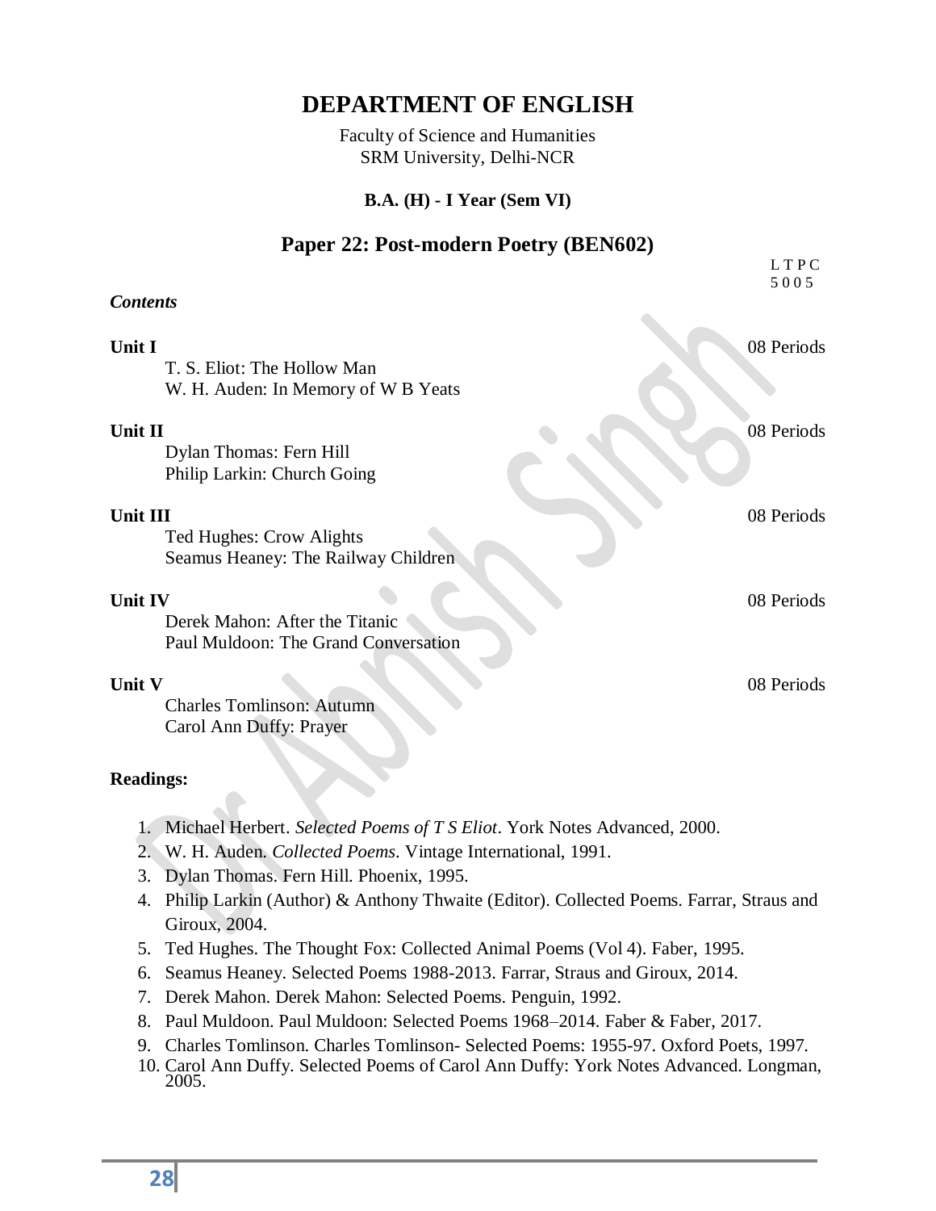# DEPARTMENT OF ENGLISH

Faculty of Science and Humanities
SRM University, Delhi-NCR

**B.A. (H) - I Year (Sem VI)**

## Paper 22: Post-modern Poetry (BEN602)

L T P C
5 0 0 5

***Contents***

**Unit I** 08 Periods

T. S. Eliot: The Hollow Man
W. H. Auden: In Memory of W B Yeats

**Unit II** 08 Periods

Dylan Thomas: Fern Hill
Philip Larkin: Church Going

**Unit III** 08 Periods

Ted Hughes: Crow Alights
Seamus Heaney: The Railway Children

**Unit IV** 08 Periods

Derek Mahon: After the Titanic
Paul Muldoon: The Grand Conversation

**Unit V** 08 Periods

Charles Tomlinson: Autumn
Carol Ann Duffy: Prayer

**Readings:**

1. Michael Herbert. *Selected Poems of T S Eliot*. York Notes Advanced, 2000.
2. W. H. Auden. *Collected Poems*. Vintage International, 1991.
3. Dylan Thomas. Fern Hill. Phoenix, 1995.
4. Philip Larkin (Author) & Anthony Thwaite (Editor). Collected Poems. Farrar, Straus and Giroux, 2004.
5. Ted Hughes. The Thought Fox: Collected Animal Poems (Vol 4). Faber, 1995.
6. Seamus Heaney. Selected Poems 1988-2013. Farrar, Straus and Giroux, 2014.
7. Derek Mahon. Derek Mahon: Selected Poems. Penguin, 1992.
8. Paul Muldoon. Paul Muldoon: Selected Poems 1968–2014. Faber & Faber, 2017.
9. Charles Tomlinson. Charles Tomlinson- Selected Poems: 1955-97. Oxford Poets, 1997.
10. Carol Ann Duffy. Selected Poems of Carol Ann Duffy: York Notes Advanced. Longman, 2005.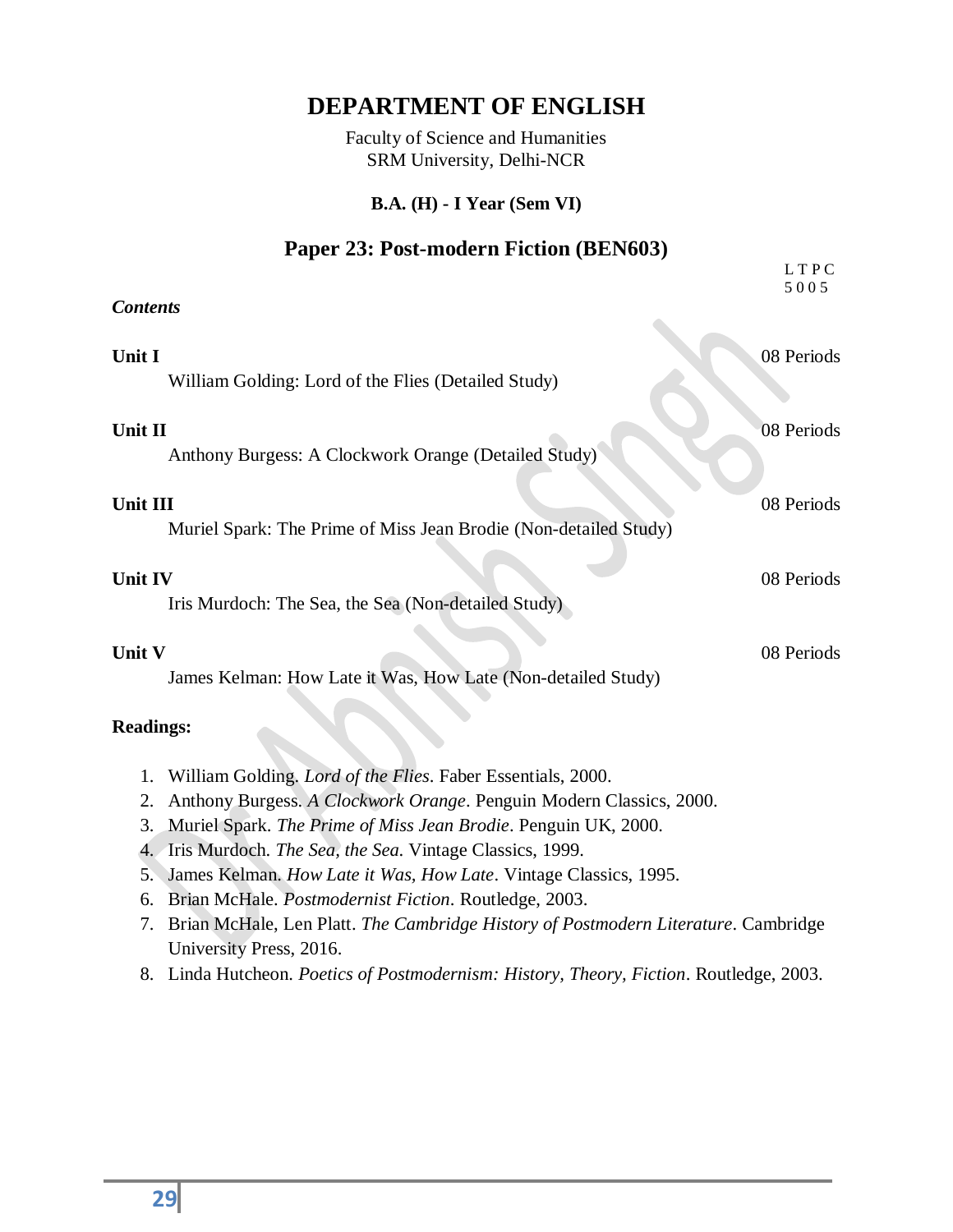# DEPARTMENT OF ENGLISH

Faculty of Science and Humanities
SRM University, Delhi-NCR

**B.A. (H) - I Year (Sem VI)**

## Paper 23: Post-modern Fiction (BEN603)

| L | T | P | C |
|---|---|---|---|
| 5 | 0 | 0 | 5 |

***Contents***

**Unit I** — 08 Periods

William Golding: Lord of the Flies (Detailed Study)

**Unit II** — 08 Periods

Anthony Burgess: A Clockwork Orange (Detailed Study)

**Unit III** — 08 Periods

Muriel Spark: The Prime of Miss Jean Brodie (Non-detailed Study)

**Unit IV** — 08 Periods

Iris Murdoch: The Sea, the Sea (Non-detailed Study)

**Unit V** — 08 Periods

James Kelman: How Late it Was, How Late (Non-detailed Study)

**Readings:**

1. William Golding. *Lord of the Flies*. Faber Essentials, 2000.
2. Anthony Burgess. *A Clockwork Orange*. Penguin Modern Classics, 2000.
3. Muriel Spark. *The Prime of Miss Jean Brodie*. Penguin UK, 2000.
4. Iris Murdoch. *The Sea, the Sea*. Vintage Classics, 1999.
5. James Kelman. *How Late it Was, How Late*. Vintage Classics, 1995.
6. Brian McHale. *Postmodernist Fiction*. Routledge, 2003.
7. Brian McHale, Len Platt. *The Cambridge History of Postmodern Literature*. Cambridge University Press, 2016.
8. Linda Hutcheon. *Poetics of Postmodernism: History, Theory, Fiction*. Routledge, 2003.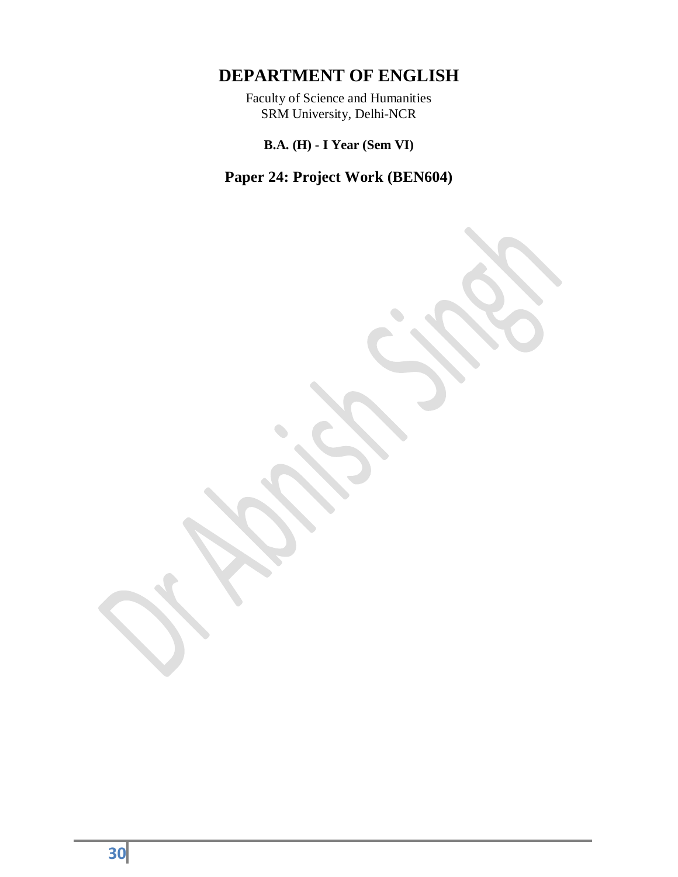# DEPARTMENT OF ENGLISH

Faculty of Science and Humanities
SRM University, Delhi-NCR

**B.A. (H) - I Year (Sem VI)**

## Paper 24: Project Work (BEN604)